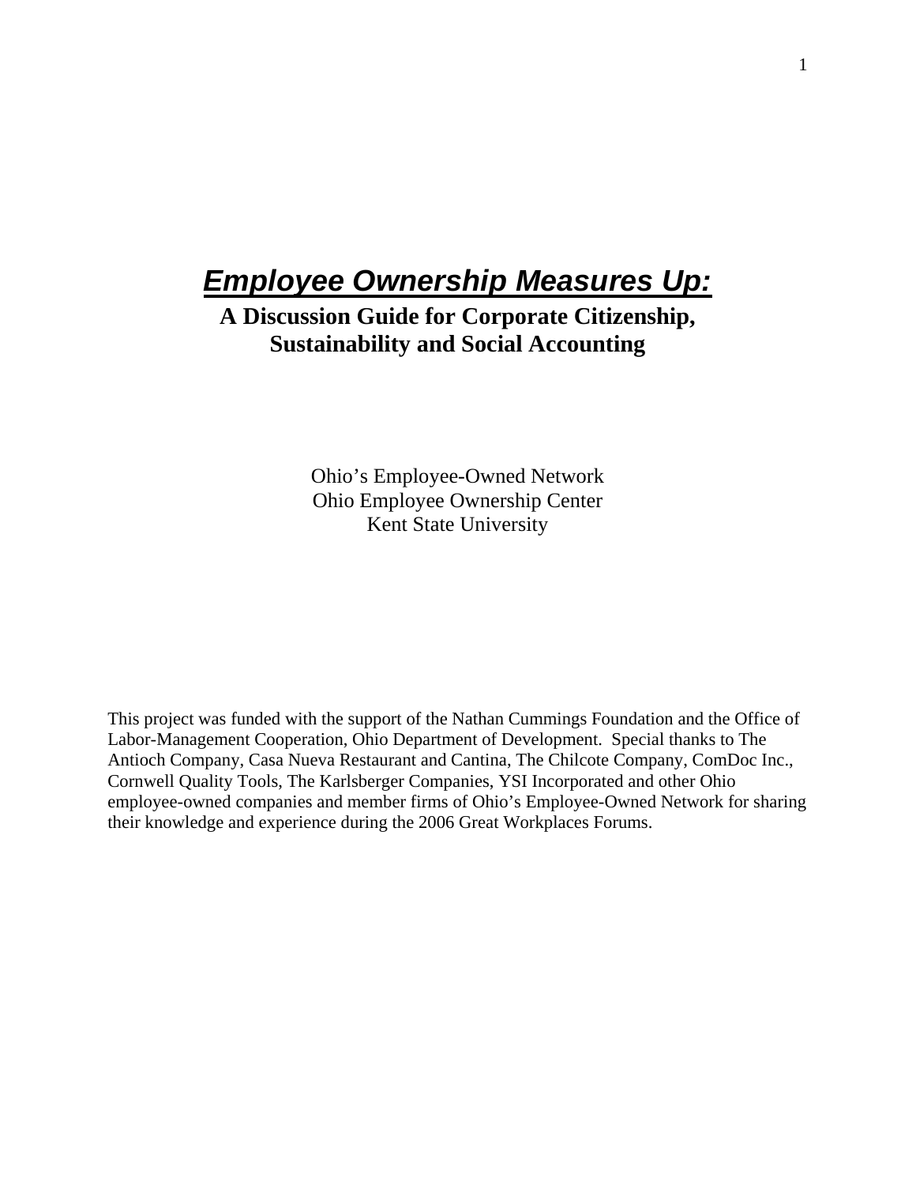# ***Employee Ownership Measures Up:***

## A Discussion Guide for Corporate Citizenship, Sustainability and Social Accounting

Ohio's Employee-Owned Network
Ohio Employee Ownership Center
Kent State University

This project was funded with the support of the Nathan Cummings Foundation and the Office of Labor-Management Cooperation, Ohio Department of Development. Special thanks to The Antioch Company, Casa Nueva Restaurant and Cantina, The Chilcote Company, ComDoc Inc., Cornwell Quality Tools, The Karlsberger Companies, YSI Incorporated and other Ohio employee-owned companies and member firms of Ohio's Employee-Owned Network for sharing their knowledge and experience during the 2006 Great Workplaces Forums.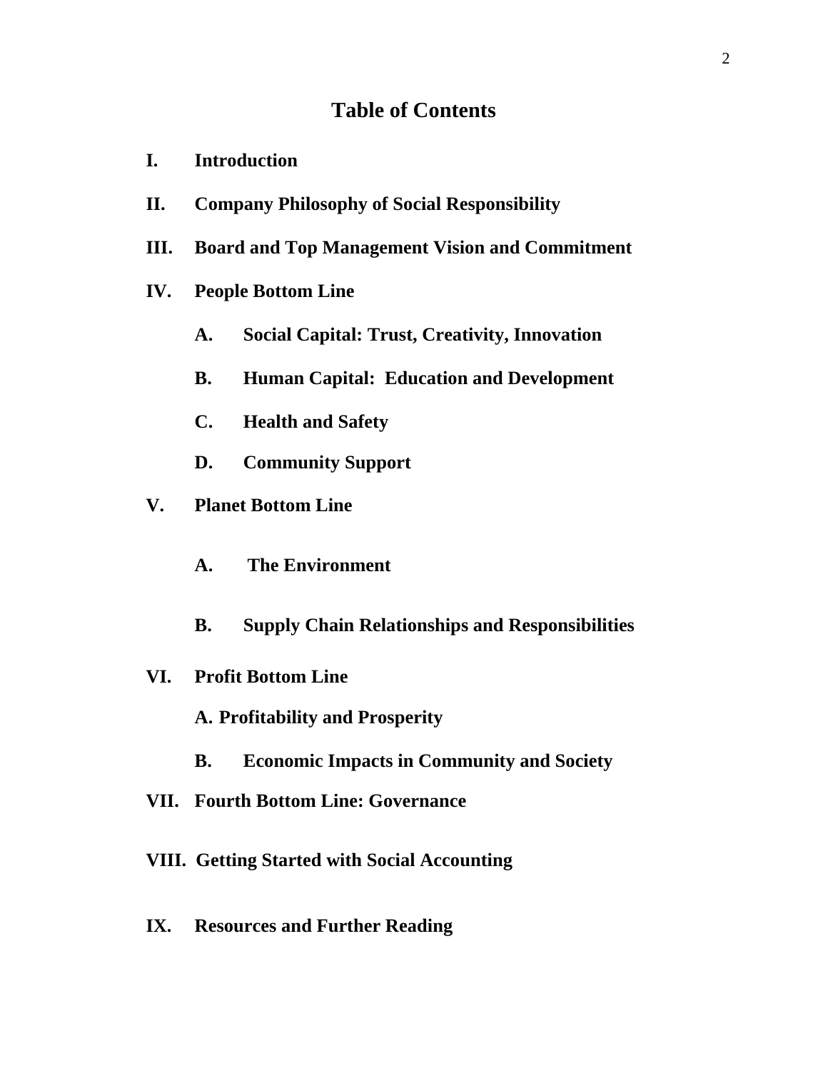# Table of Contents

**I. Introduction**

**II. Company Philosophy of Social Responsibility**

**III. Board and Top Management Vision and Commitment**

**IV. People Bottom Line**

- **A. Social Capital: Trust, Creativity, Innovation**
- **B. Human Capital: Education and Development**
- **C. Health and Safety**
- **D. Community Support**

**V. Planet Bottom Line**

- **A. The Environment**
- **B. Supply Chain Relationships and Responsibilities**

**VI. Profit Bottom Line**

- **A. Profitability and Prosperity**
- **B. Economic Impacts in Community and Society**

**VII. Fourth Bottom Line: Governance**

**VIII. Getting Started with Social Accounting**

**IX. Resources and Further Reading**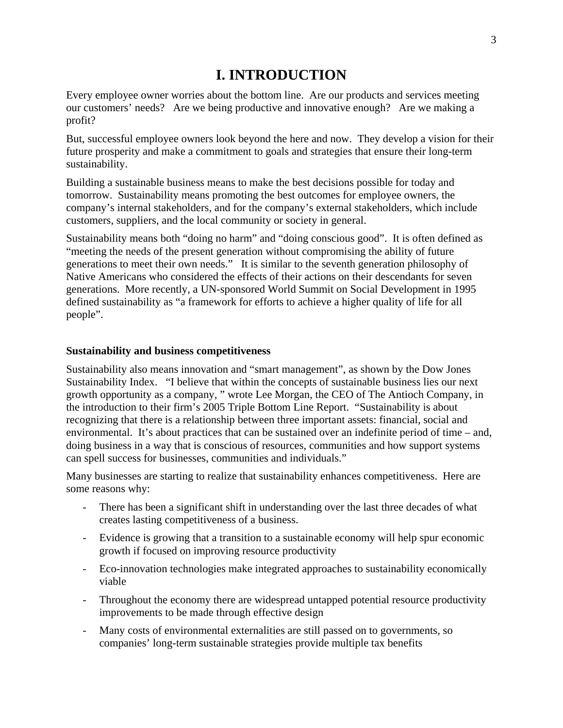# I. INTRODUCTION

Every employee owner worries about the bottom line. Are our products and services meeting our customers' needs? Are we being productive and innovative enough? Are we making a profit?

But, successful employee owners look beyond the here and now. They develop a vision for their future prosperity and make a commitment to goals and strategies that ensure their long-term sustainability.

Building a sustainable business means to make the best decisions possible for today and tomorrow. Sustainability means promoting the best outcomes for employee owners, the company's internal stakeholders, and for the company's external stakeholders, which include customers, suppliers, and the local community or society in general.

Sustainability means both "doing no harm" and "doing conscious good". It is often defined as "meeting the needs of the present generation without compromising the ability of future generations to meet their own needs." It is similar to the seventh generation philosophy of Native Americans who considered the effects of their actions on their descendants for seven generations. More recently, a UN-sponsored World Summit on Social Development in 1995 defined sustainability as "a framework for efforts to achieve a higher quality of life for all people".

### Sustainability and business competitiveness

Sustainability also means innovation and "smart management", as shown by the Dow Jones Sustainability Index. "I believe that within the concepts of sustainable business lies our next growth opportunity as a company, " wrote Lee Morgan, the CEO of The Antioch Company, in the introduction to their firm's 2005 Triple Bottom Line Report. "Sustainability is about recognizing that there is a relationship between three important assets: financial, social and environmental. It's about practices that can be sustained over an indefinite period of time – and, doing business in a way that is conscious of resources, communities and how support systems can spell success for businesses, communities and individuals."

Many businesses are starting to realize that sustainability enhances competitiveness. Here are some reasons why:

- There has been a significant shift in understanding over the last three decades of what creates lasting competitiveness of a business.
- Evidence is growing that a transition to a sustainable economy will help spur economic growth if focused on improving resource productivity
- Eco-innovation technologies make integrated approaches to sustainability economically viable
- Throughout the economy there are widespread untapped potential resource productivity improvements to be made through effective design
- Many costs of environmental externalities are still passed on to governments, so companies' long-term sustainable strategies provide multiple tax benefits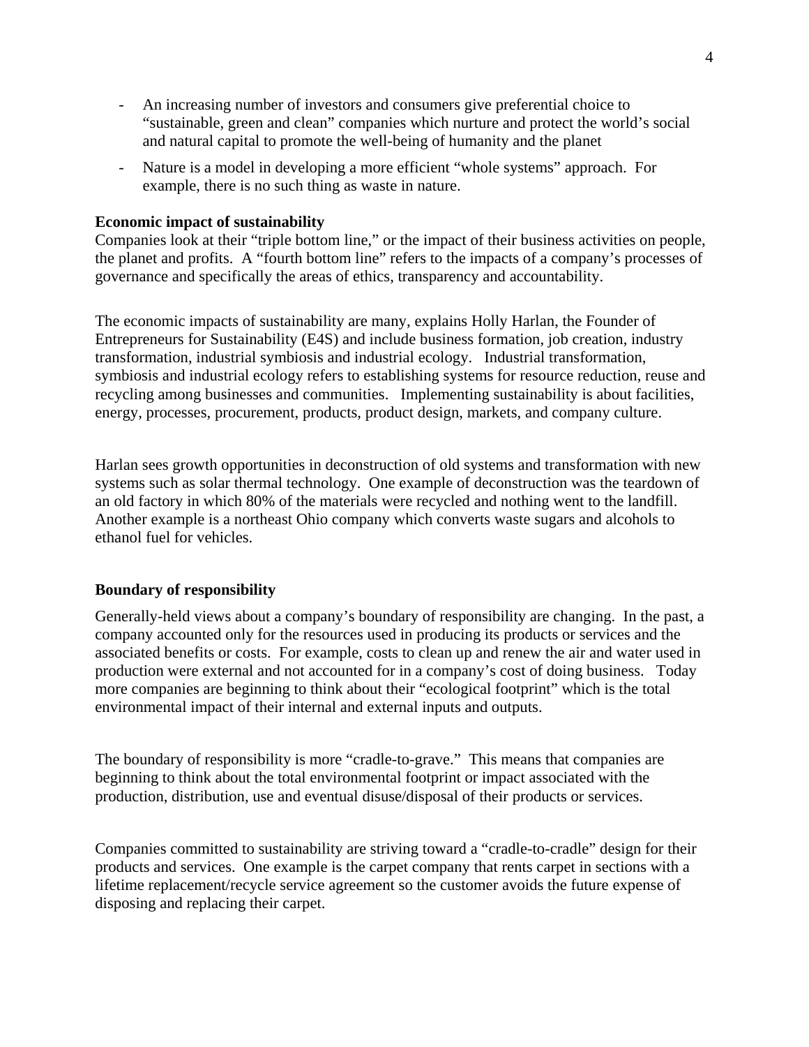- An increasing number of investors and consumers give preferential choice to "sustainable, green and clean" companies which nurture and protect the world's social and natural capital to promote the well-being of humanity and the planet
- Nature is a model in developing a more efficient "whole systems" approach. For example, there is no such thing as waste in nature.

**Economic impact of sustainability**

Companies look at their "triple bottom line," or the impact of their business activities on people, the planet and profits. A "fourth bottom line" refers to the impacts of a company's processes of governance and specifically the areas of ethics, transparency and accountability.

The economic impacts of sustainability are many, explains Holly Harlan, the Founder of Entrepreneurs for Sustainability (E4S) and include business formation, job creation, industry transformation, industrial symbiosis and industrial ecology. Industrial transformation, symbiosis and industrial ecology refers to establishing systems for resource reduction, reuse and recycling among businesses and communities. Implementing sustainability is about facilities, energy, processes, procurement, products, product design, markets, and company culture.

Harlan sees growth opportunities in deconstruction of old systems and transformation with new systems such as solar thermal technology. One example of deconstruction was the teardown of an old factory in which 80% of the materials were recycled and nothing went to the landfill. Another example is a northeast Ohio company which converts waste sugars and alcohols to ethanol fuel for vehicles.

**Boundary of responsibility**

Generally-held views about a company's boundary of responsibility are changing. In the past, a company accounted only for the resources used in producing its products or services and the associated benefits or costs. For example, costs to clean up and renew the air and water used in production were external and not accounted for in a company's cost of doing business. Today more companies are beginning to think about their "ecological footprint" which is the total environmental impact of their internal and external inputs and outputs.

The boundary of responsibility is more "cradle-to-grave." This means that companies are beginning to think about the total environmental footprint or impact associated with the production, distribution, use and eventual disuse/disposal of their products or services.

Companies committed to sustainability are striving toward a "cradle-to-cradle" design for their products and services. One example is the carpet company that rents carpet in sections with a lifetime replacement/recycle service agreement so the customer avoids the future expense of disposing and replacing their carpet.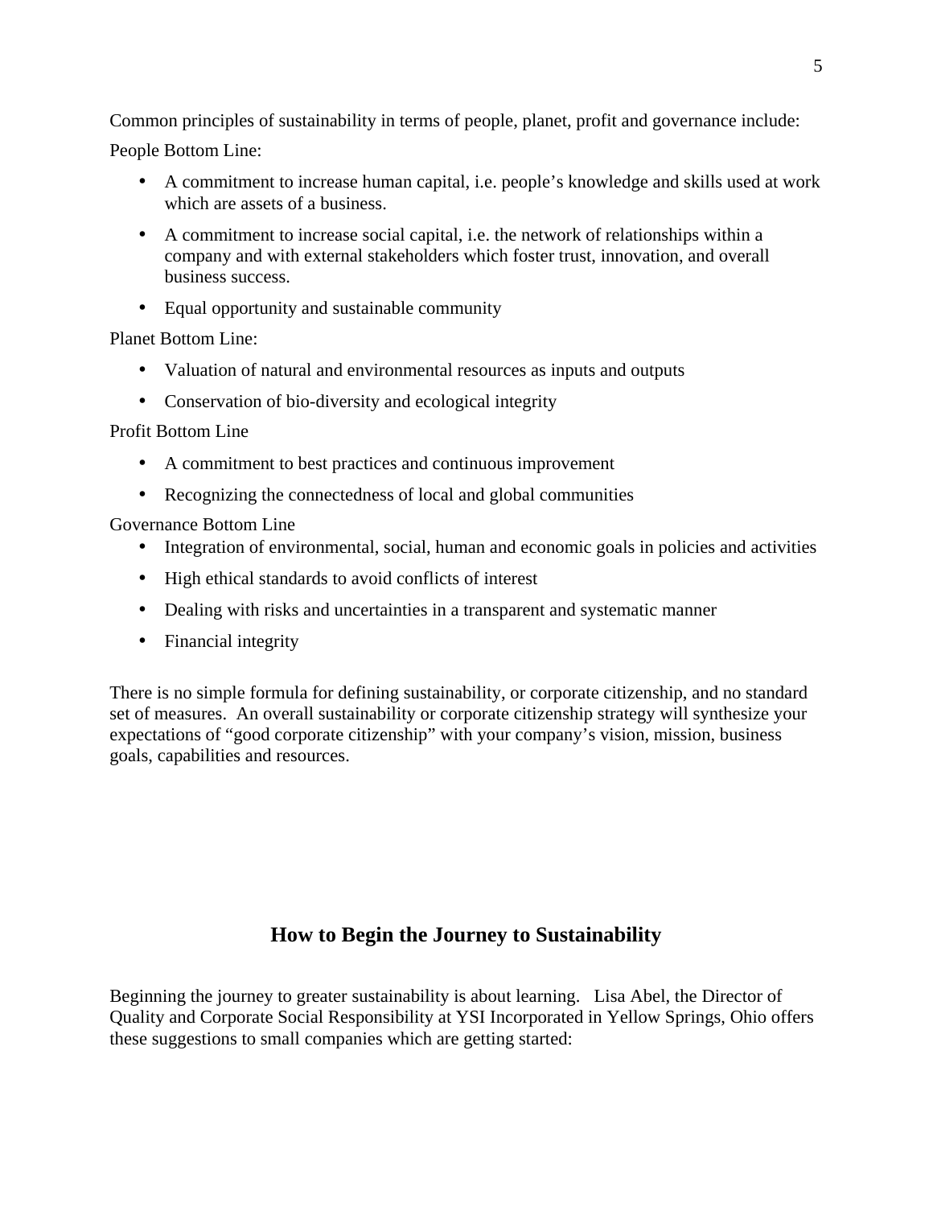Common principles of sustainability in terms of people, planet, profit and governance include:

People Bottom Line:

- A commitment to increase human capital, i.e. people's knowledge and skills used at work which are assets of a business.
- A commitment to increase social capital, i.e. the network of relationships within a company and with external stakeholders which foster trust, innovation, and overall business success.
- Equal opportunity and sustainable community

Planet Bottom Line:

- Valuation of natural and environmental resources as inputs and outputs
- Conservation of bio-diversity and ecological integrity

Profit Bottom Line

- A commitment to best practices and continuous improvement
- Recognizing the connectedness of local and global communities

Governance Bottom Line

- Integration of environmental, social, human and economic goals in policies and activities
- High ethical standards to avoid conflicts of interest
- Dealing with risks and uncertainties in a transparent and systematic manner
- Financial integrity

There is no simple formula for defining sustainability, or corporate citizenship, and no standard set of measures. An overall sustainability or corporate citizenship strategy will synthesize your expectations of "good corporate citizenship" with your company's vision, mission, business goals, capabilities and resources.

## How to Begin the Journey to Sustainability

Beginning the journey to greater sustainability is about learning. Lisa Abel, the Director of Quality and Corporate Social Responsibility at YSI Incorporated in Yellow Springs, Ohio offers these suggestions to small companies which are getting started: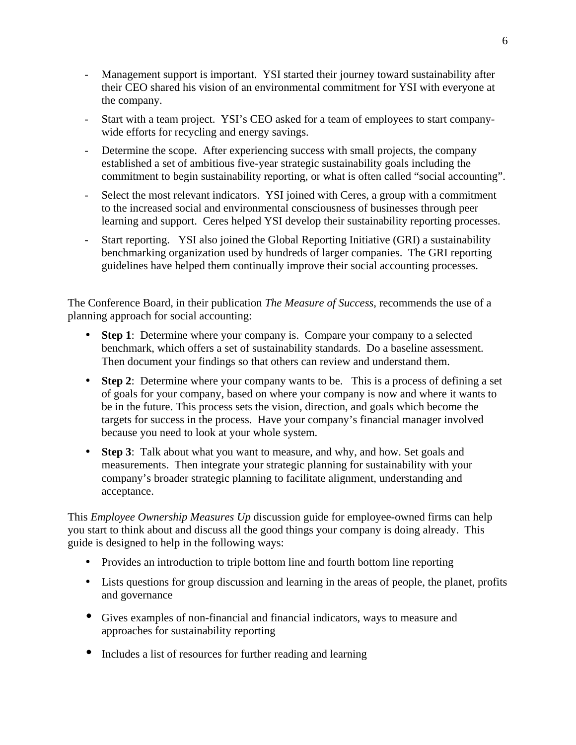- Management support is important.  YSI started their journey toward sustainability after their CEO shared his vision of an environmental commitment for YSI with everyone at the company.
- Start with a team project.  YSI's CEO asked for a team of employees to start company-wide efforts for recycling and energy savings.
- Determine the scope.  After experiencing success with small projects, the company established a set of ambitious five-year strategic sustainability goals including the commitment to begin sustainability reporting, or what is often called "social accounting".
- Select the most relevant indicators.  YSI joined with Ceres, a group with a commitment to the increased social and environmental consciousness of businesses through peer learning and support.  Ceres helped YSI develop their sustainability reporting processes.
- Start reporting.   YSI also joined the Global Reporting Initiative (GRI) a sustainability benchmarking organization used by hundreds of larger companies.  The GRI reporting guidelines have helped them continually improve their social accounting processes.

The Conference Board, in their publication *The Measure of Success*, recommends the use of a planning approach for social accounting:

- **Step 1**:  Determine where your company is.  Compare your company to a selected benchmark, which offers a set of sustainability standards.  Do a baseline assessment. Then document your findings so that others can review and understand them.
- **Step 2**:  Determine where your company wants to be.   This is a process of defining a set of goals for your company, based on where your company is now and where it wants to be in the future. This process sets the vision, direction, and goals which become the targets for success in the process.  Have your company's financial manager involved because you need to look at your whole system.
- **Step 3**:  Talk about what you want to measure, and why, and how. Set goals and measurements.  Then integrate your strategic planning for sustainability with your company's broader strategic planning to facilitate alignment, understanding and acceptance.

This *Employee Ownership Measures Up* discussion guide for employee-owned firms can help you start to think about and discuss all the good things your company is doing already.  This guide is designed to help in the following ways:

- Provides an introduction to triple bottom line and fourth bottom line reporting
- Lists questions for group discussion and learning in the areas of people, the planet, profits and governance
- Gives examples of non-financial and financial indicators, ways to measure and approaches for sustainability reporting
- Includes a list of resources for further reading and learning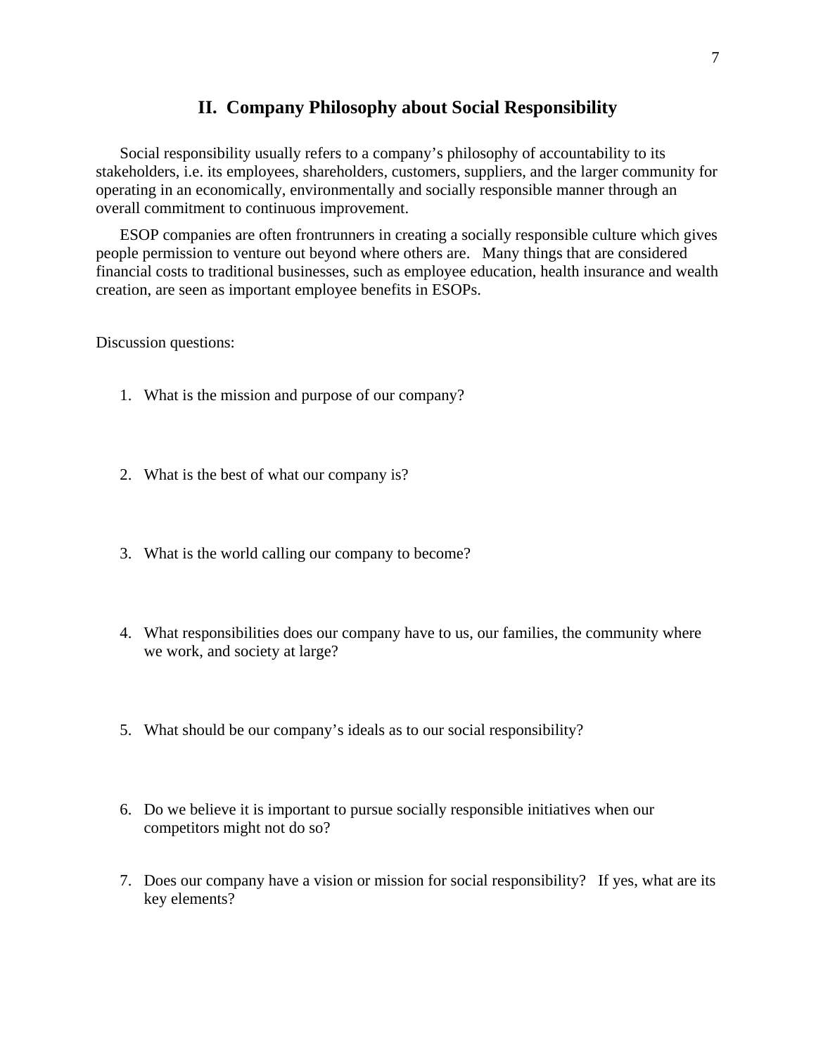## II. Company Philosophy about Social Responsibility

Social responsibility usually refers to a company's philosophy of accountability to its stakeholders, i.e. its employees, shareholders, customers, suppliers, and the larger community for operating in an economically, environmentally and socially responsible manner through an overall commitment to continuous improvement.

ESOP companies are often frontrunners in creating a socially responsible culture which gives people permission to venture out beyond where others are. Many things that are considered financial costs to traditional businesses, such as employee education, health insurance and wealth creation, are seen as important employee benefits in ESOPs.

Discussion questions:

1. What is the mission and purpose of our company?

2. What is the best of what our company is?

3. What is the world calling our company to become?

4. What responsibilities does our company have to us, our families, the community where we work, and society at large?

5. What should be our company's ideals as to our social responsibility?

6. Do we believe it is important to pursue socially responsible initiatives when our competitors might not do so?

7. Does our company have a vision or mission for social responsibility? If yes, what are its key elements?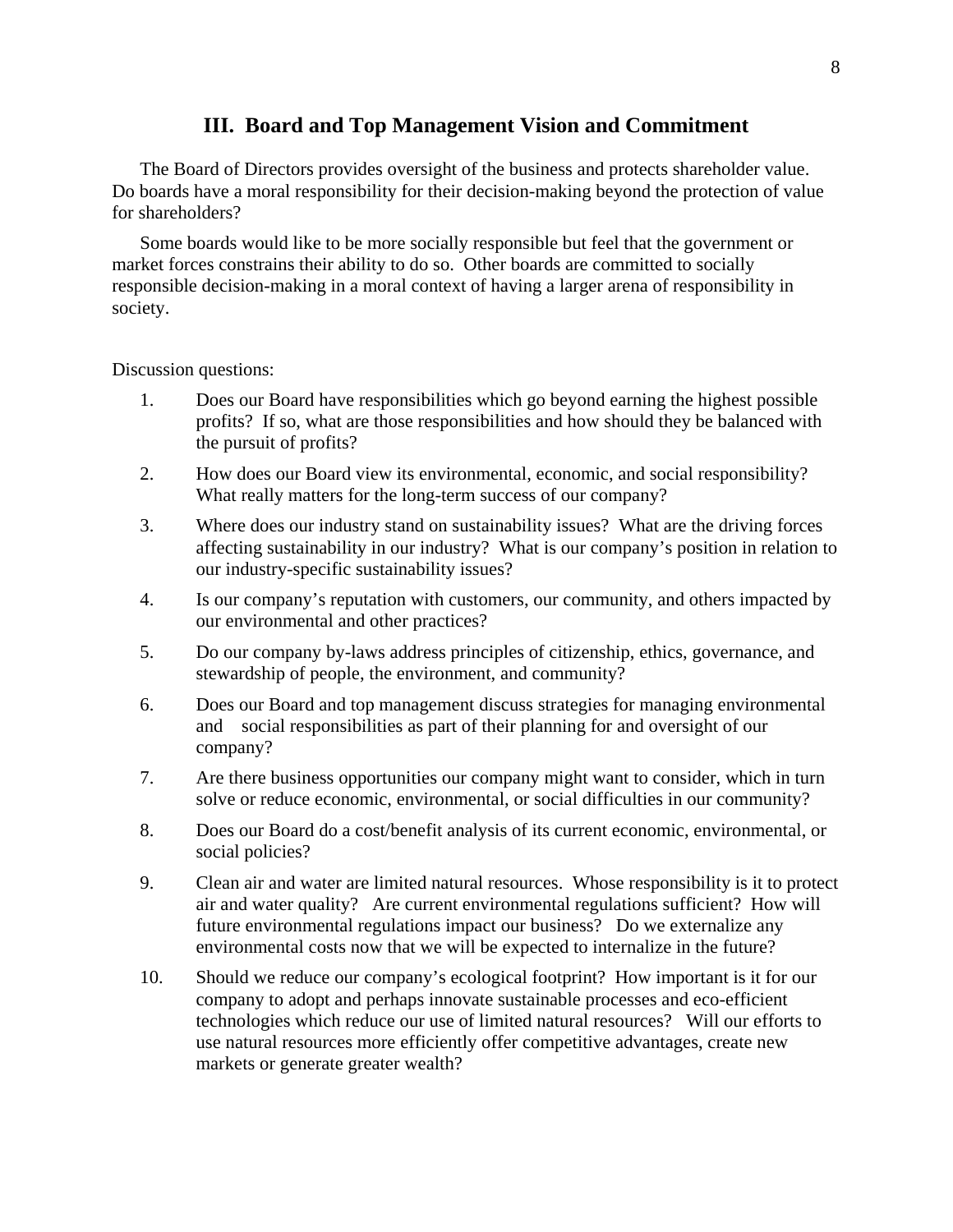## III. Board and Top Management Vision and Commitment

The Board of Directors provides oversight of the business and protects shareholder value. Do boards have a moral responsibility for their decision-making beyond the protection of value for shareholders?

Some boards would like to be more socially responsible but feel that the government or market forces constrains their ability to do so. Other boards are committed to socially responsible decision-making in a moral context of having a larger arena of responsibility in society.

Discussion questions:

1. Does our Board have responsibilities which go beyond earning the highest possible profits? If so, what are those responsibilities and how should they be balanced with the pursuit of profits?
2. How does our Board view its environmental, economic, and social responsibility? What really matters for the long-term success of our company?
3. Where does our industry stand on sustainability issues? What are the driving forces affecting sustainability in our industry? What is our company's position in relation to our industry-specific sustainability issues?
4. Is our company's reputation with customers, our community, and others impacted by our environmental and other practices?
5. Do our company by-laws address principles of citizenship, ethics, governance, and stewardship of people, the environment, and community?
6. Does our Board and top management discuss strategies for managing environmental and social responsibilities as part of their planning for and oversight of our company?
7. Are there business opportunities our company might want to consider, which in turn solve or reduce economic, environmental, or social difficulties in our community?
8. Does our Board do a cost/benefit analysis of its current economic, environmental, or social policies?
9. Clean air and water are limited natural resources. Whose responsibility is it to protect air and water quality? Are current environmental regulations sufficient? How will future environmental regulations impact our business? Do we externalize any environmental costs now that we will be expected to internalize in the future?
10. Should we reduce our company's ecological footprint? How important is it for our company to adopt and perhaps innovate sustainable processes and eco-efficient technologies which reduce our use of limited natural resources? Will our efforts to use natural resources more efficiently offer competitive advantages, create new markets or generate greater wealth?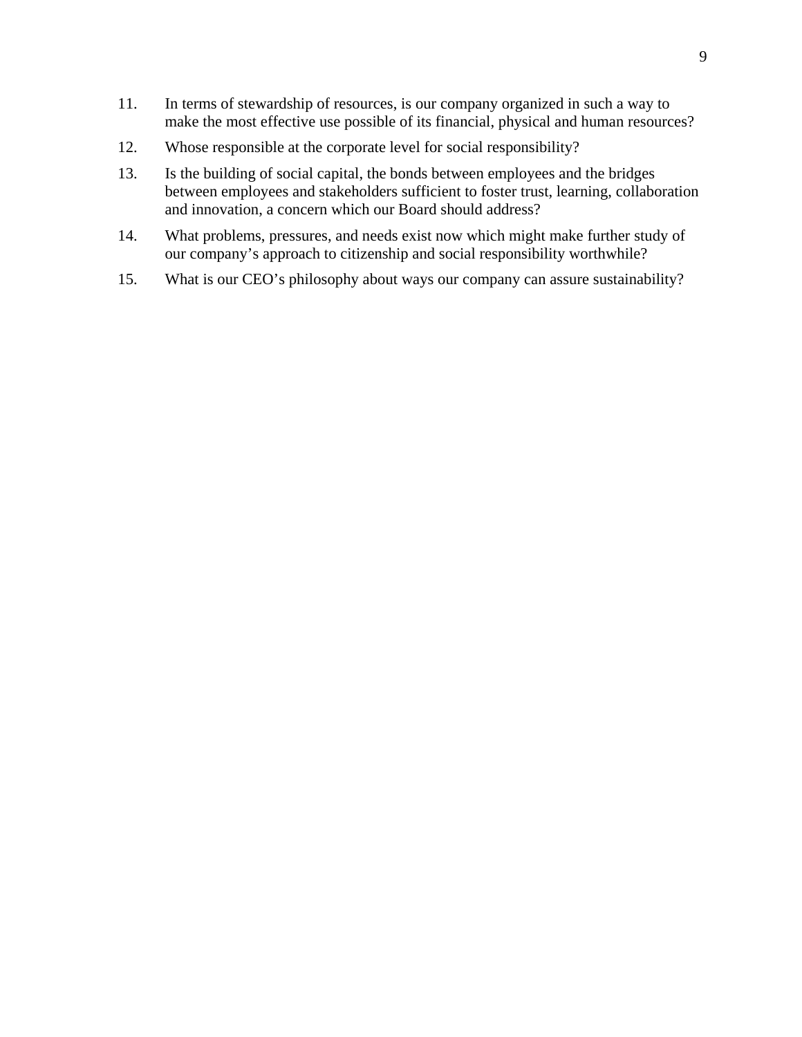11. In terms of stewardship of resources, is our company organized in such a way to make the most effective use possible of its financial, physical and human resources?
12. Whose responsible at the corporate level for social responsibility?
13. Is the building of social capital, the bonds between employees and the bridges between employees and stakeholders sufficient to foster trust, learning, collaboration and innovation, a concern which our Board should address?
14. What problems, pressures, and needs exist now which might make further study of our company's approach to citizenship and social responsibility worthwhile?
15. What is our CEO's philosophy about ways our company can assure sustainability?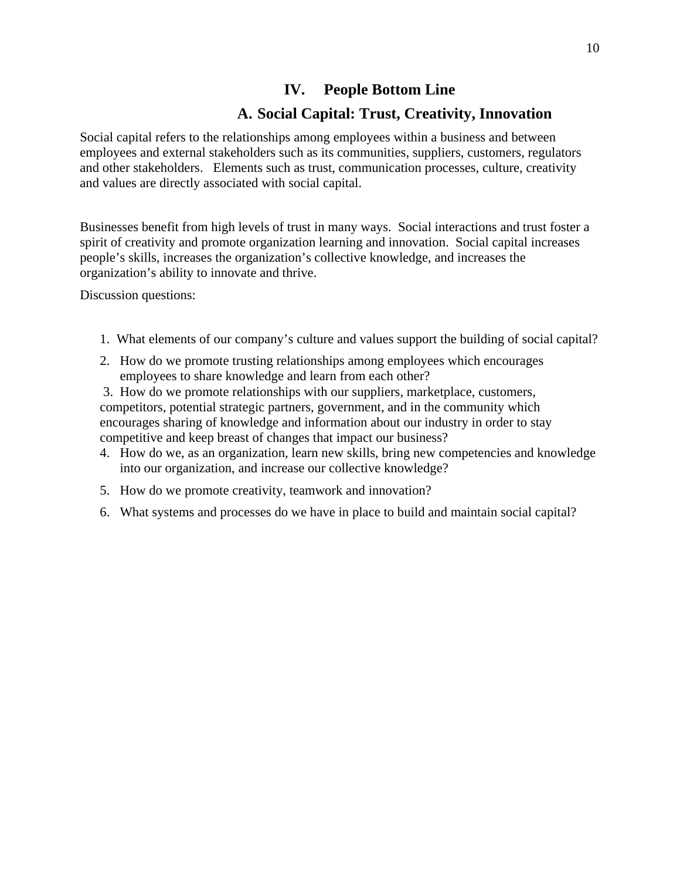## IV. People Bottom Line

### A. Social Capital: Trust, Creativity, Innovation

Social capital refers to the relationships among employees within a business and between employees and external stakeholders such as its communities, suppliers, customers, regulators and other stakeholders. Elements such as trust, communication processes, culture, creativity and values are directly associated with social capital.

Businesses benefit from high levels of trust in many ways. Social interactions and trust foster a spirit of creativity and promote organization learning and innovation. Social capital increases people's skills, increases the organization's collective knowledge, and increases the organization's ability to innovate and thrive.

Discussion questions:

1. What elements of our company's culture and values support the building of social capital?
2. How do we promote trusting relationships among employees which encourages employees to share knowledge and learn from each other?
3. How do we promote relationships with our suppliers, marketplace, customers, competitors, potential strategic partners, government, and in the community which encourages sharing of knowledge and information about our industry in order to stay competitive and keep breast of changes that impact our business?
4. How do we, as an organization, learn new skills, bring new competencies and knowledge into our organization, and increase our collective knowledge?
5. How do we promote creativity, teamwork and innovation?
6. What systems and processes do we have in place to build and maintain social capital?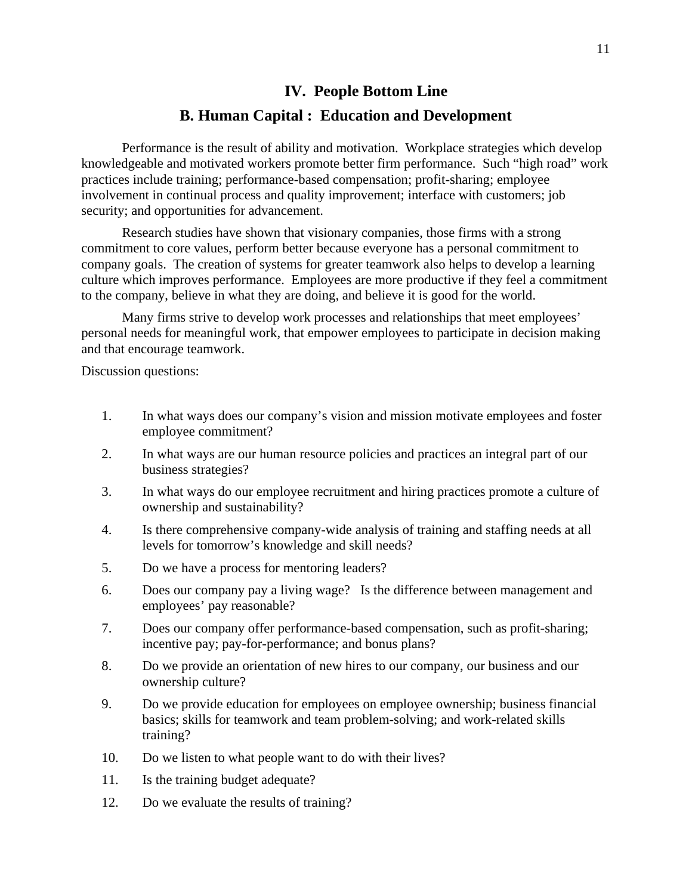## IV. People Bottom Line

### B. Human Capital : Education and Development

Performance is the result of ability and motivation. Workplace strategies which develop knowledgeable and motivated workers promote better firm performance. Such "high road" work practices include training; performance-based compensation; profit-sharing; employee involvement in continual process and quality improvement; interface with customers; job security; and opportunities for advancement.

Research studies have shown that visionary companies, those firms with a strong commitment to core values, perform better because everyone has a personal commitment to company goals. The creation of systems for greater teamwork also helps to develop a learning culture which improves performance. Employees are more productive if they feel a commitment to the company, believe in what they are doing, and believe it is good for the world.

Many firms strive to develop work processes and relationships that meet employees' personal needs for meaningful work, that empower employees to participate in decision making and that encourage teamwork.

Discussion questions:

1. In what ways does our company's vision and mission motivate employees and foster employee commitment?
2. In what ways are our human resource policies and practices an integral part of our business strategies?
3. In what ways do our employee recruitment and hiring practices promote a culture of ownership and sustainability?
4. Is there comprehensive company-wide analysis of training and staffing needs at all levels for tomorrow's knowledge and skill needs?
5. Do we have a process for mentoring leaders?
6. Does our company pay a living wage? Is the difference between management and employees' pay reasonable?
7. Does our company offer performance-based compensation, such as profit-sharing; incentive pay; pay-for-performance; and bonus plans?
8. Do we provide an orientation of new hires to our company, our business and our ownership culture?
9. Do we provide education for employees on employee ownership; business financial basics; skills for teamwork and team problem-solving; and work-related skills training?
10. Do we listen to what people want to do with their lives?
11. Is the training budget adequate?
12. Do we evaluate the results of training?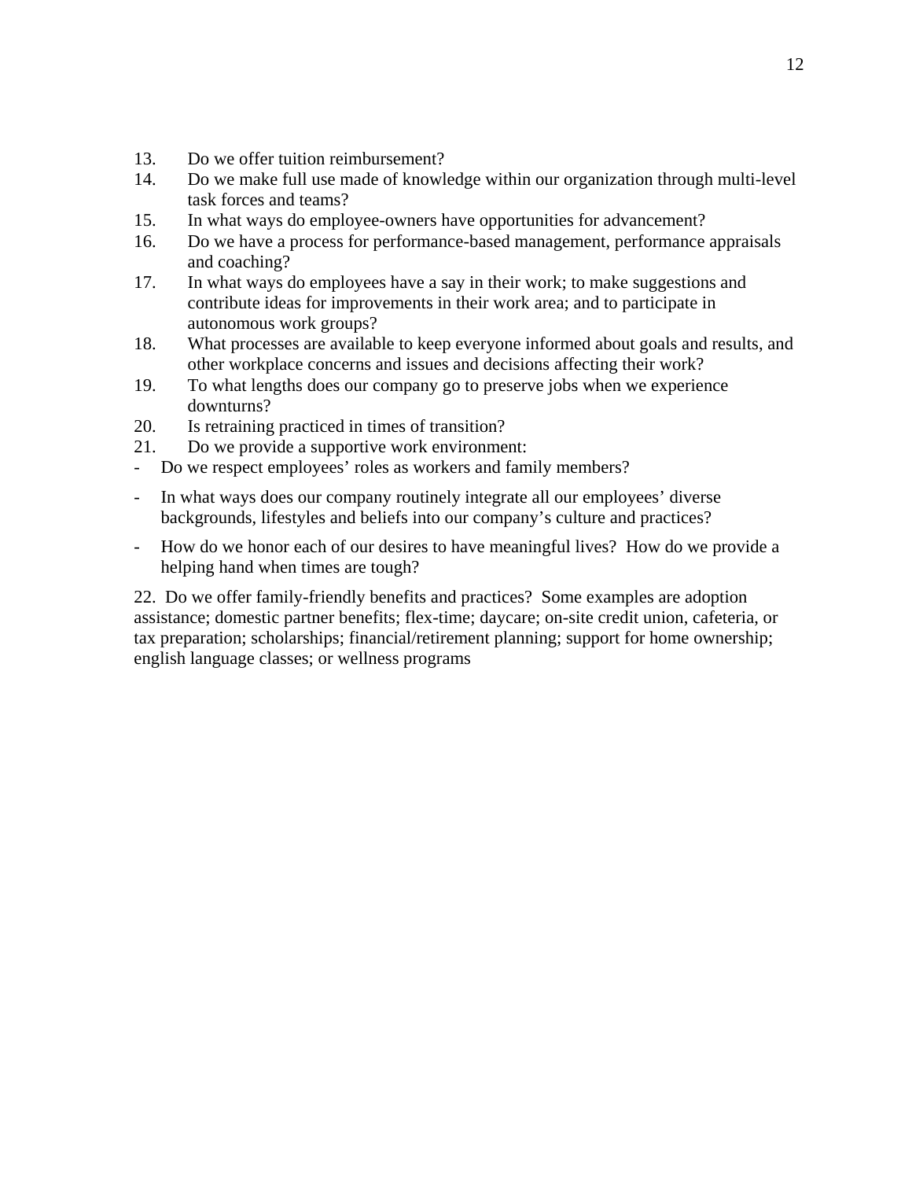13. Do we offer tuition reimbursement?
14. Do we make full use made of knowledge within our organization through multi-level task forces and teams?
15. In what ways do employee-owners have opportunities for advancement?
16. Do we have a process for performance-based management, performance appraisals and coaching?
17. In what ways do employees have a say in their work; to make suggestions and contribute ideas for improvements in their work area; and to participate in autonomous work groups?
18. What processes are available to keep everyone informed about goals and results, and other workplace concerns and issues and decisions affecting their work?
19. To what lengths does our company go to preserve jobs when we experience downturns?
20. Is retraining practiced in times of transition?
21. Do we provide a supportive work environment:

- Do we respect employees' roles as workers and family members?
- In what ways does our company routinely integrate all our employees' diverse backgrounds, lifestyles and beliefs into our company's culture and practices?
- How do we honor each of our desires to have meaningful lives? How do we provide a helping hand when times are tough?

22. Do we offer family-friendly benefits and practices? Some examples are adoption assistance; domestic partner benefits; flex-time; daycare; on-site credit union, cafeteria, or tax preparation; scholarships; financial/retirement planning; support for home ownership; english language classes; or wellness programs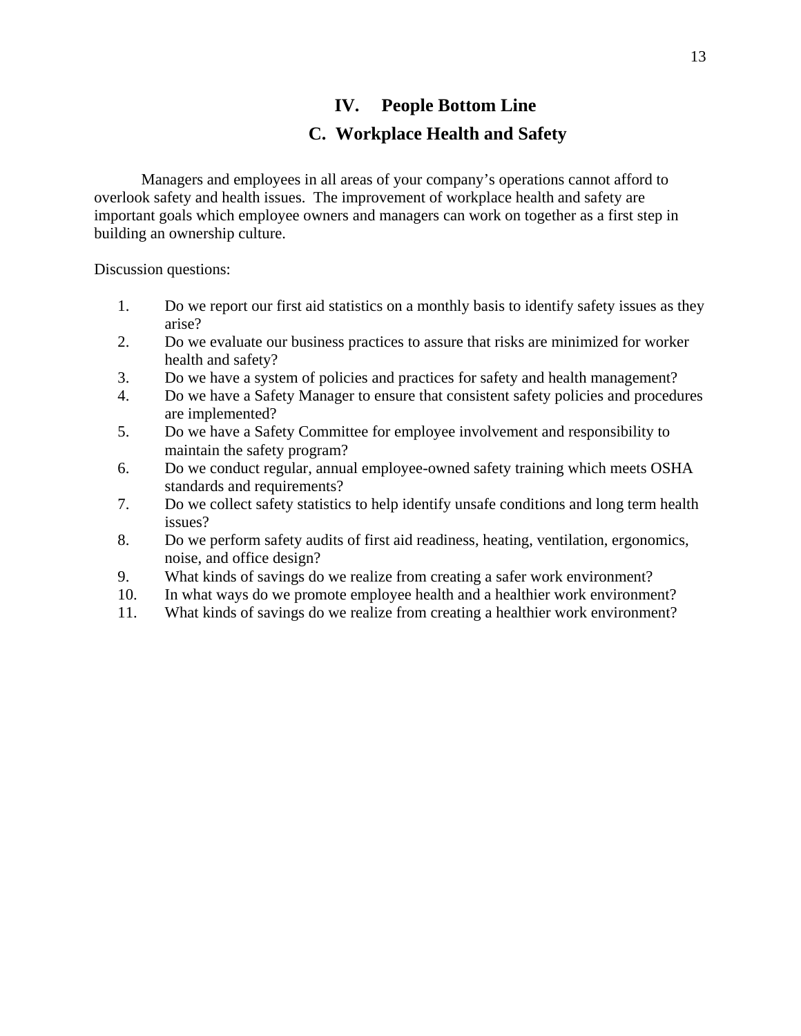## IV. People Bottom Line

### C. Workplace Health and Safety

Managers and employees in all areas of your company's operations cannot afford to overlook safety and health issues. The improvement of workplace health and safety are important goals which employee owners and managers can work on together as a first step in building an ownership culture.

Discussion questions:

1. Do we report our first aid statistics on a monthly basis to identify safety issues as they arise?
2. Do we evaluate our business practices to assure that risks are minimized for worker health and safety?
3. Do we have a system of policies and practices for safety and health management?
4. Do we have a Safety Manager to ensure that consistent safety policies and procedures are implemented?
5. Do we have a Safety Committee for employee involvement and responsibility to maintain the safety program?
6. Do we conduct regular, annual employee-owned safety training which meets OSHA standards and requirements?
7. Do we collect safety statistics to help identify unsafe conditions and long term health issues?
8. Do we perform safety audits of first aid readiness, heating, ventilation, ergonomics, noise, and office design?
9. What kinds of savings do we realize from creating a safer work environment?
10. In what ways do we promote employee health and a healthier work environment?
11. What kinds of savings do we realize from creating a healthier work environment?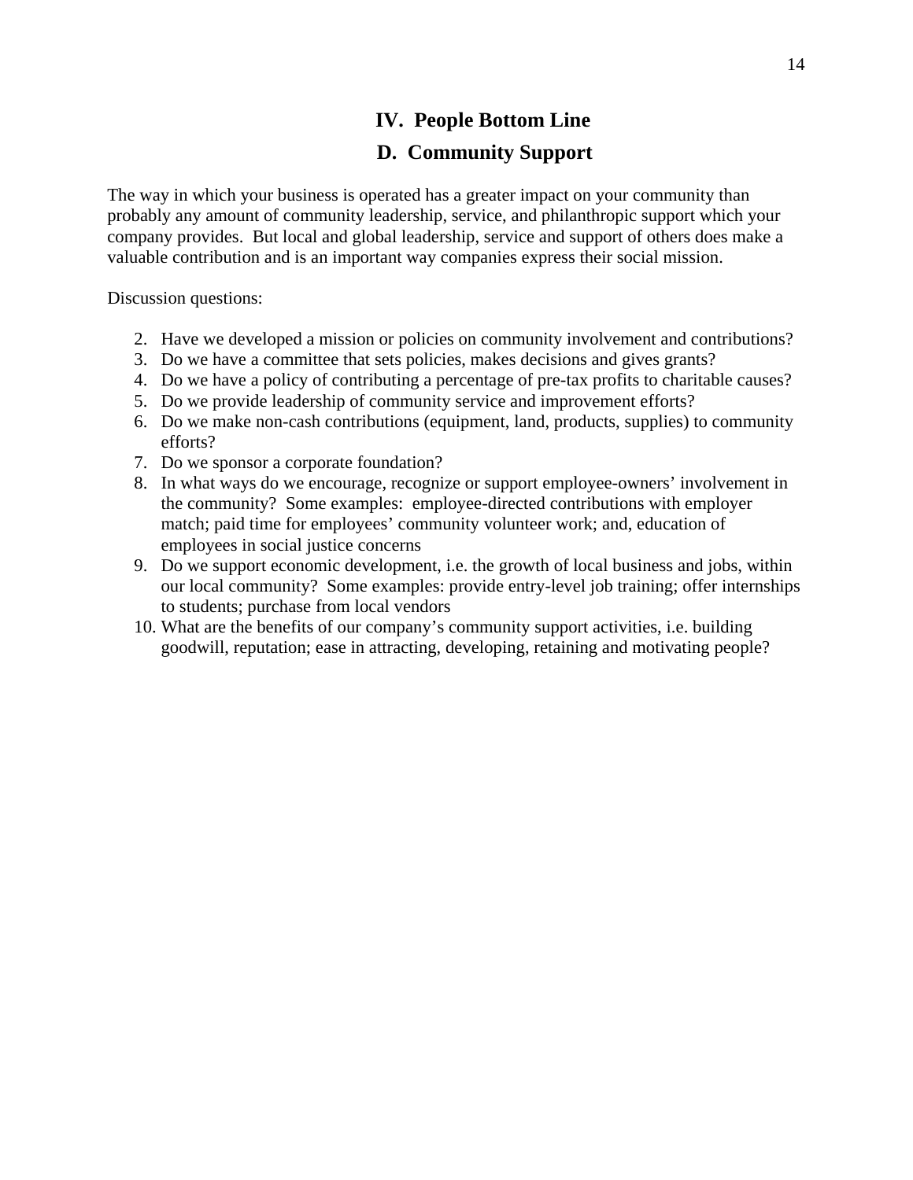## IV. People Bottom Line

## D. Community Support

The way in which your business is operated has a greater impact on your community than probably any amount of community leadership, service, and philanthropic support which your company provides. But local and global leadership, service and support of others does make a valuable contribution and is an important way companies express their social mission.

Discussion questions:

2. Have we developed a mission or policies on community involvement and contributions?
3. Do we have a committee that sets policies, makes decisions and gives grants?
4. Do we have a policy of contributing a percentage of pre-tax profits to charitable causes?
5. Do we provide leadership of community service and improvement efforts?
6. Do we make non-cash contributions (equipment, land, products, supplies) to community efforts?
7. Do we sponsor a corporate foundation?
8. In what ways do we encourage, recognize or support employee-owners' involvement in the community? Some examples: employee-directed contributions with employer match; paid time for employees' community volunteer work; and, education of employees in social justice concerns
9. Do we support economic development, i.e. the growth of local business and jobs, within our local community? Some examples: provide entry-level job training; offer internships to students; purchase from local vendors
10. What are the benefits of our company's community support activities, i.e. building goodwill, reputation; ease in attracting, developing, retaining and motivating people?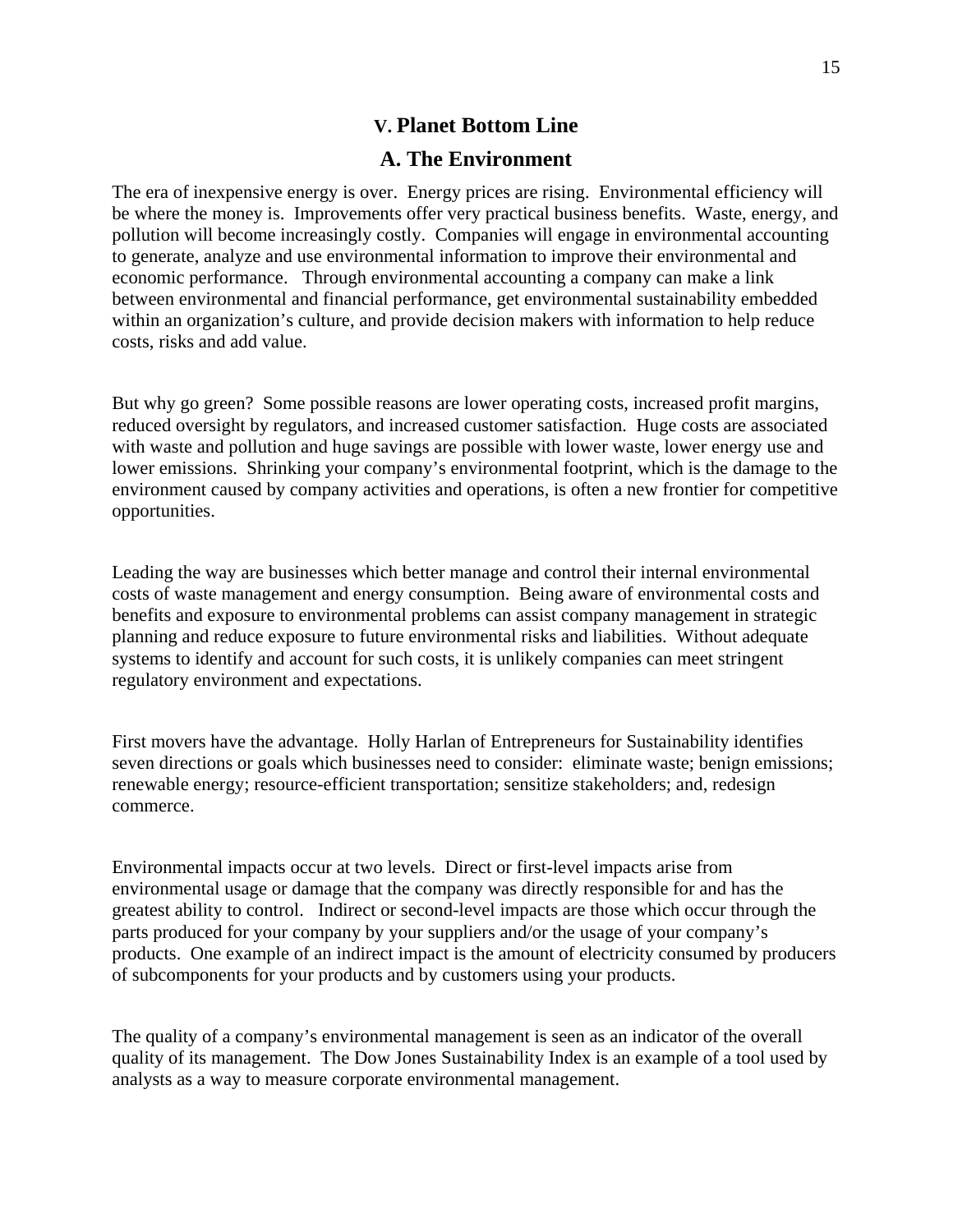## V. Planet Bottom Line

### A. The Environment

The era of inexpensive energy is over. Energy prices are rising. Environmental efficiency will be where the money is. Improvements offer very practical business benefits. Waste, energy, and pollution will become increasingly costly. Companies will engage in environmental accounting to generate, analyze and use environmental information to improve their environmental and economic performance. Through environmental accounting a company can make a link between environmental and financial performance, get environmental sustainability embedded within an organization's culture, and provide decision makers with information to help reduce costs, risks and add value.

But why go green? Some possible reasons are lower operating costs, increased profit margins, reduced oversight by regulators, and increased customer satisfaction. Huge costs are associated with waste and pollution and huge savings are possible with lower waste, lower energy use and lower emissions. Shrinking your company's environmental footprint, which is the damage to the environment caused by company activities and operations, is often a new frontier for competitive opportunities.

Leading the way are businesses which better manage and control their internal environmental costs of waste management and energy consumption. Being aware of environmental costs and benefits and exposure to environmental problems can assist company management in strategic planning and reduce exposure to future environmental risks and liabilities. Without adequate systems to identify and account for such costs, it is unlikely companies can meet stringent regulatory environment and expectations.

First movers have the advantage. Holly Harlan of Entrepreneurs for Sustainability identifies seven directions or goals which businesses need to consider: eliminate waste; benign emissions; renewable energy; resource-efficient transportation; sensitize stakeholders; and, redesign commerce.

Environmental impacts occur at two levels. Direct or first-level impacts arise from environmental usage or damage that the company was directly responsible for and has the greatest ability to control. Indirect or second-level impacts are those which occur through the parts produced for your company by your suppliers and/or the usage of your company's products. One example of an indirect impact is the amount of electricity consumed by producers of subcomponents for your products and by customers using your products.

The quality of a company's environmental management is seen as an indicator of the overall quality of its management. The Dow Jones Sustainability Index is an example of a tool used by analysts as a way to measure corporate environmental management.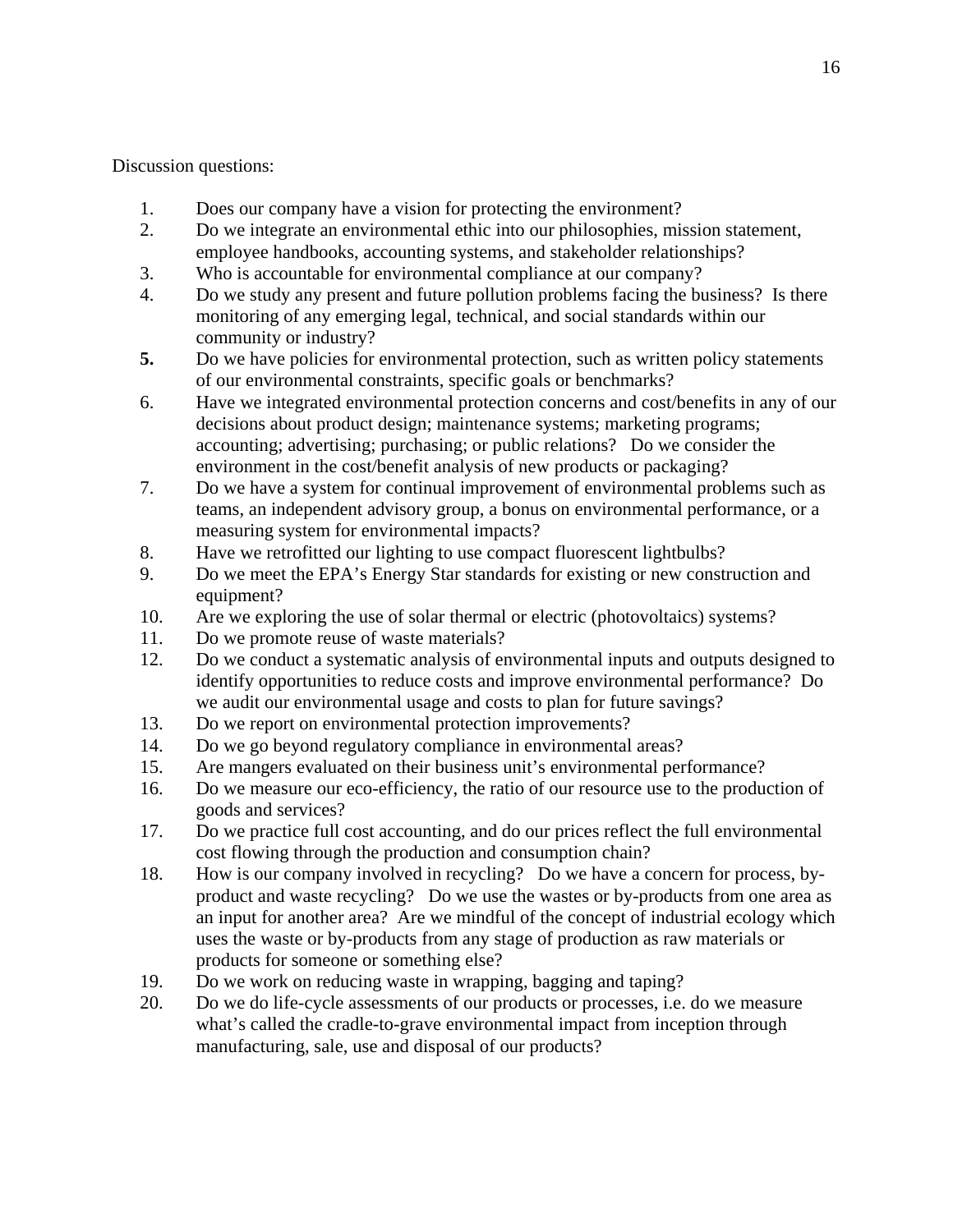Discussion questions:

1. Does our company have a vision for protecting the environment?
2. Do we integrate an environmental ethic into our philosophies, mission statement, employee handbooks, accounting systems, and stakeholder relationships?
3. Who is accountable for environmental compliance at our company?
4. Do we study any present and future pollution problems facing the business? Is there monitoring of any emerging legal, technical, and social standards within our community or industry?
5. Do we have policies for environmental protection, such as written policy statements of our environmental constraints, specific goals or benchmarks?
6. Have we integrated environmental protection concerns and cost/benefits in any of our decisions about product design; maintenance systems; marketing programs; accounting; advertising; purchasing; or public relations? Do we consider the environment in the cost/benefit analysis of new products or packaging?
7. Do we have a system for continual improvement of environmental problems such as teams, an independent advisory group, a bonus on environmental performance, or a measuring system for environmental impacts?
8. Have we retrofitted our lighting to use compact fluorescent lightbulbs?
9. Do we meet the EPA's Energy Star standards for existing or new construction and equipment?
10. Are we exploring the use of solar thermal or electric (photovoltaics) systems?
11. Do we promote reuse of waste materials?
12. Do we conduct a systematic analysis of environmental inputs and outputs designed to identify opportunities to reduce costs and improve environmental performance? Do we audit our environmental usage and costs to plan for future savings?
13. Do we report on environmental protection improvements?
14. Do we go beyond regulatory compliance in environmental areas?
15. Are mangers evaluated on their business unit's environmental performance?
16. Do we measure our eco-efficiency, the ratio of our resource use to the production of goods and services?
17. Do we practice full cost accounting, and do our prices reflect the full environmental cost flowing through the production and consumption chain?
18. How is our company involved in recycling? Do we have a concern for process, by-product and waste recycling? Do we use the wastes or by-products from one area as an input for another area? Are we mindful of the concept of industrial ecology which uses the waste or by-products from any stage of production as raw materials or products for someone or something else?
19. Do we work on reducing waste in wrapping, bagging and taping?
20. Do we do life-cycle assessments of our products or processes, i.e. do we measure what's called the cradle-to-grave environmental impact from inception through manufacturing, sale, use and disposal of our products?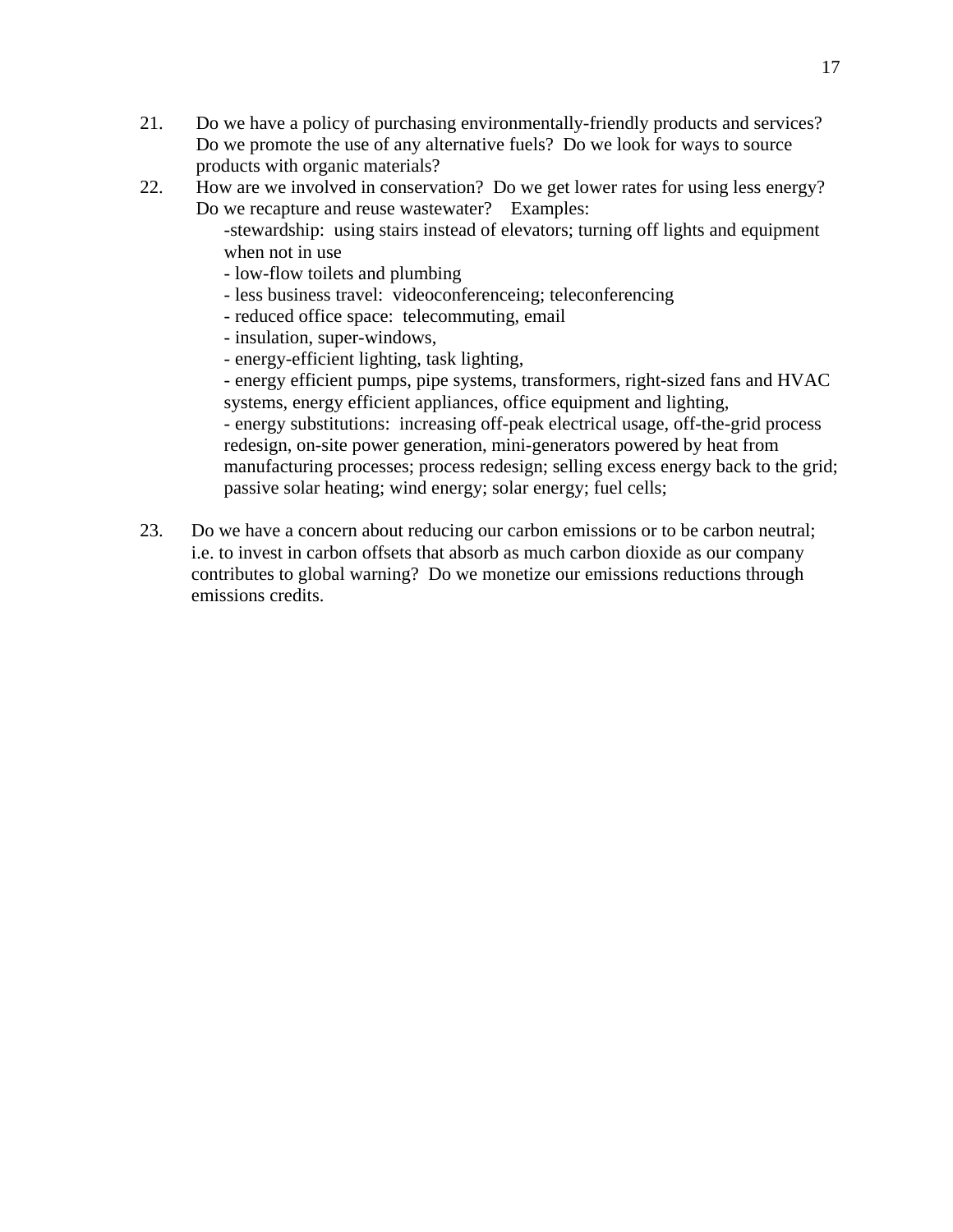21. Do we have a policy of purchasing environmentally-friendly products and services? Do we promote the use of any alternative fuels? Do we look for ways to source products with organic materials?
22. How are we involved in conservation? Do we get lower rates for using less energy? Do we recapture and reuse wastewater? Examples:
    - stewardship: using stairs instead of elevators; turning off lights and equipment when not in use
    - low-flow toilets and plumbing
    - less business travel: videoconferenceing; teleconferencing
    - reduced office space: telecommuting, email
    - insulation, super-windows,
    - energy-efficient lighting, task lighting,
    - energy efficient pumps, pipe systems, transformers, right-sized fans and HVAC systems, energy efficient appliances, office equipment and lighting,
    - energy substitutions: increasing off-peak electrical usage, off-the-grid process redesign, on-site power generation, mini-generators powered by heat from manufacturing processes; process redesign; selling excess energy back to the grid; passive solar heating; wind energy; solar energy; fuel cells;
23. Do we have a concern about reducing our carbon emissions or to be carbon neutral; i.e. to invest in carbon offsets that absorb as much carbon dioxide as our company contributes to global warning? Do we monetize our emissions reductions through emissions credits.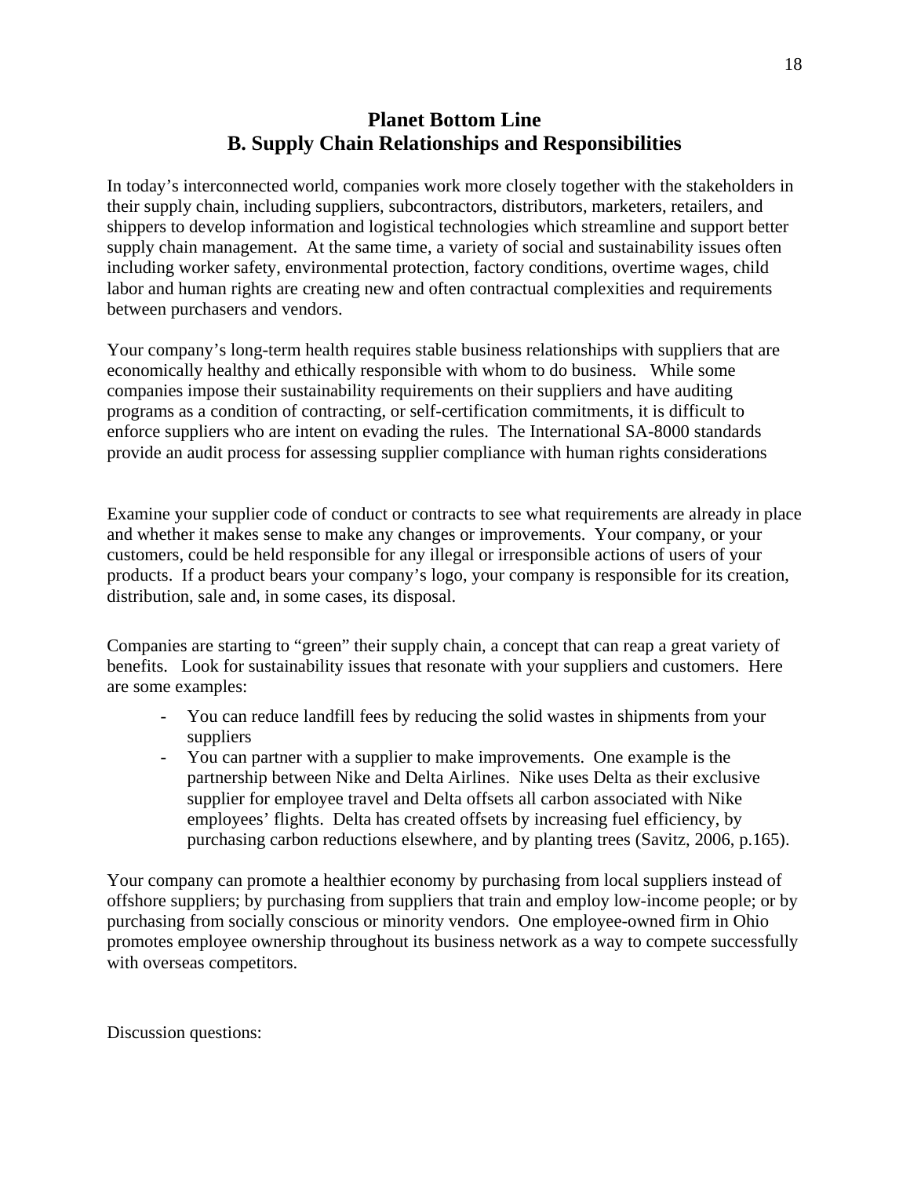## Planet Bottom Line
## B. Supply Chain Relationships and Responsibilities

In today's interconnected world, companies work more closely together with the stakeholders in their supply chain, including suppliers, subcontractors, distributors, marketers, retailers, and shippers to develop information and logistical technologies which streamline and support better supply chain management. At the same time, a variety of social and sustainability issues often including worker safety, environmental protection, factory conditions, overtime wages, child labor and human rights are creating new and often contractual complexities and requirements between purchasers and vendors.

Your company's long-term health requires stable business relationships with suppliers that are economically healthy and ethically responsible with whom to do business. While some companies impose their sustainability requirements on their suppliers and have auditing programs as a condition of contracting, or self-certification commitments, it is difficult to enforce suppliers who are intent on evading the rules. The International SA-8000 standards provide an audit process for assessing supplier compliance with human rights considerations

Examine your supplier code of conduct or contracts to see what requirements are already in place and whether it makes sense to make any changes or improvements. Your company, or your customers, could be held responsible for any illegal or irresponsible actions of users of your products. If a product bears your company's logo, your company is responsible for its creation, distribution, sale and, in some cases, its disposal.

Companies are starting to "green" their supply chain, a concept that can reap a great variety of benefits. Look for sustainability issues that resonate with your suppliers and customers. Here are some examples:

- You can reduce landfill fees by reducing the solid wastes in shipments from your suppliers
- You can partner with a supplier to make improvements. One example is the partnership between Nike and Delta Airlines. Nike uses Delta as their exclusive supplier for employee travel and Delta offsets all carbon associated with Nike employees' flights. Delta has created offsets by increasing fuel efficiency, by purchasing carbon reductions elsewhere, and by planting trees (Savitz, 2006, p.165).

Your company can promote a healthier economy by purchasing from local suppliers instead of offshore suppliers; by purchasing from suppliers that train and employ low-income people; or by purchasing from socially conscious or minority vendors. One employee-owned firm in Ohio promotes employee ownership throughout its business network as a way to compete successfully with overseas competitors.

Discussion questions: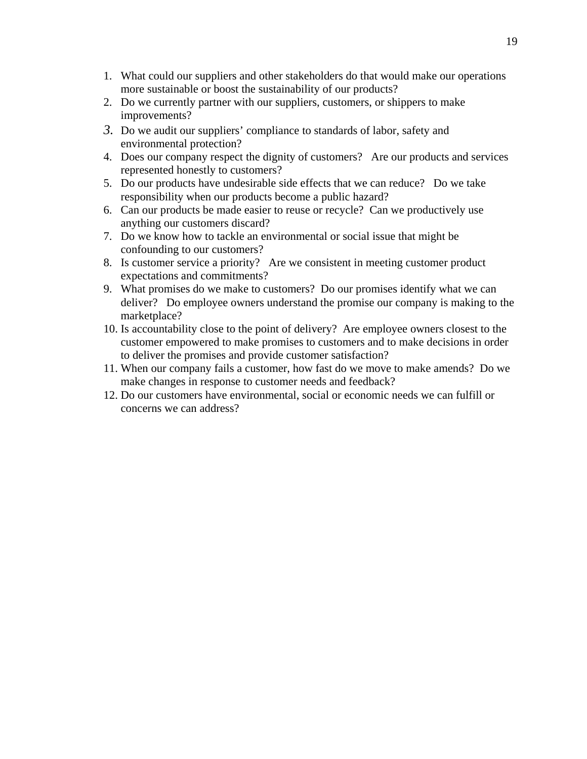1. What could our suppliers and other stakeholders do that would make our operations more sustainable or boost the sustainability of our products?
2. Do we currently partner with our suppliers, customers, or shippers to make improvements?
3. Do we audit our suppliers' compliance to standards of labor, safety and environmental protection?
4. Does our company respect the dignity of customers? Are our products and services represented honestly to customers?
5. Do our products have undesirable side effects that we can reduce? Do we take responsibility when our products become a public hazard?
6. Can our products be made easier to reuse or recycle? Can we productively use anything our customers discard?
7. Do we know how to tackle an environmental or social issue that might be confounding to our customers?
8. Is customer service a priority? Are we consistent in meeting customer product expectations and commitments?
9. What promises do we make to customers? Do our promises identify what we can deliver? Do employee owners understand the promise our company is making to the marketplace?
10. Is accountability close to the point of delivery? Are employee owners closest to the customer empowered to make promises to customers and to make decisions in order to deliver the promises and provide customer satisfaction?
11. When our company fails a customer, how fast do we move to make amends? Do we make changes in response to customer needs and feedback?
12. Do our customers have environmental, social or economic needs we can fulfill or concerns we can address?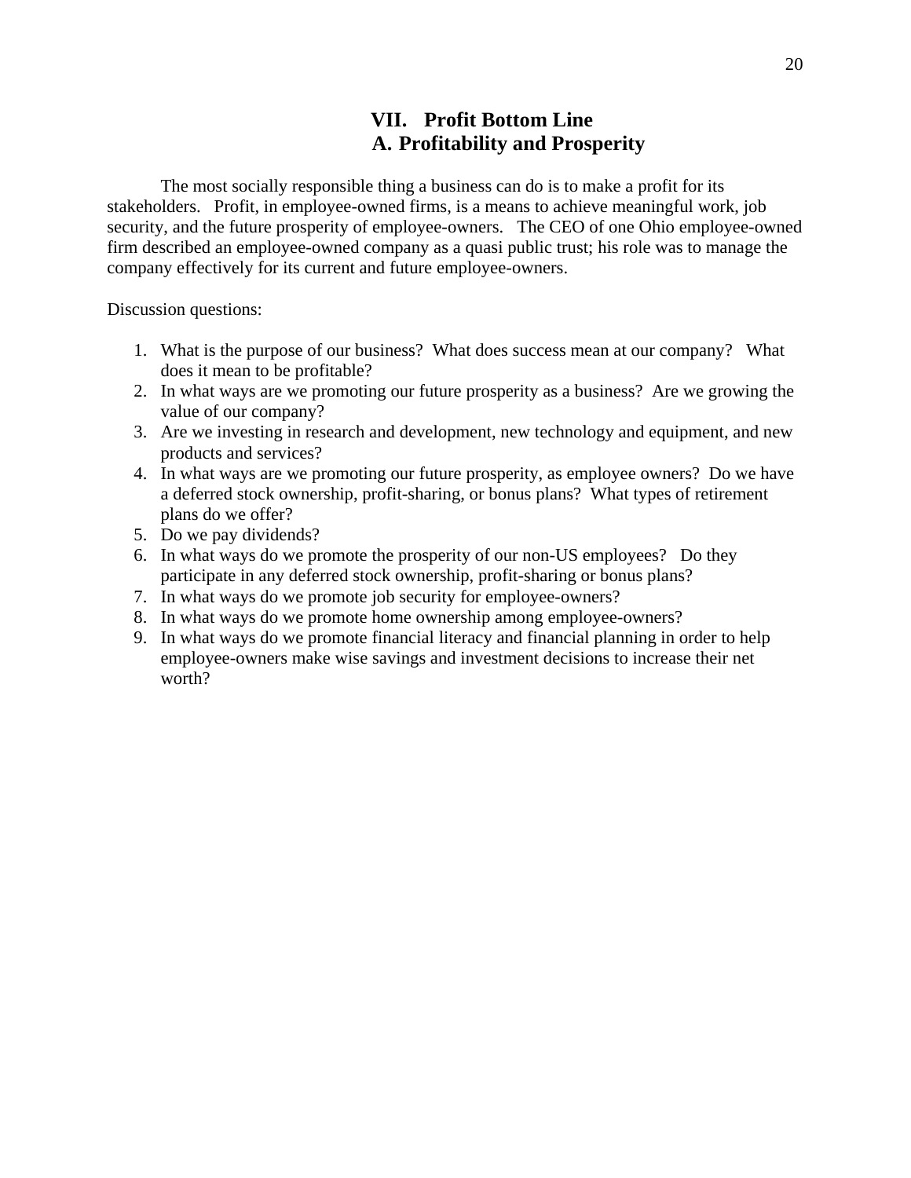# VII. Profit Bottom Line

## A. Profitability and Prosperity

The most socially responsible thing a business can do is to make a profit for its stakeholders. Profit, in employee-owned firms, is a means to achieve meaningful work, job security, and the future prosperity of employee-owners. The CEO of one Ohio employee-owned firm described an employee-owned company as a quasi public trust; his role was to manage the company effectively for its current and future employee-owners.

Discussion questions:

1. What is the purpose of our business? What does success mean at our company? What does it mean to be profitable?
2. In what ways are we promoting our future prosperity as a business? Are we growing the value of our company?
3. Are we investing in research and development, new technology and equipment, and new products and services?
4. In what ways are we promoting our future prosperity, as employee owners? Do we have a deferred stock ownership, profit-sharing, or bonus plans? What types of retirement plans do we offer?
5. Do we pay dividends?
6. In what ways do we promote the prosperity of our non-US employees? Do they participate in any deferred stock ownership, profit-sharing or bonus plans?
7. In what ways do we promote job security for employee-owners?
8. In what ways do we promote home ownership among employee-owners?
9. In what ways do we promote financial literacy and financial planning in order to help employee-owners make wise savings and investment decisions to increase their net worth?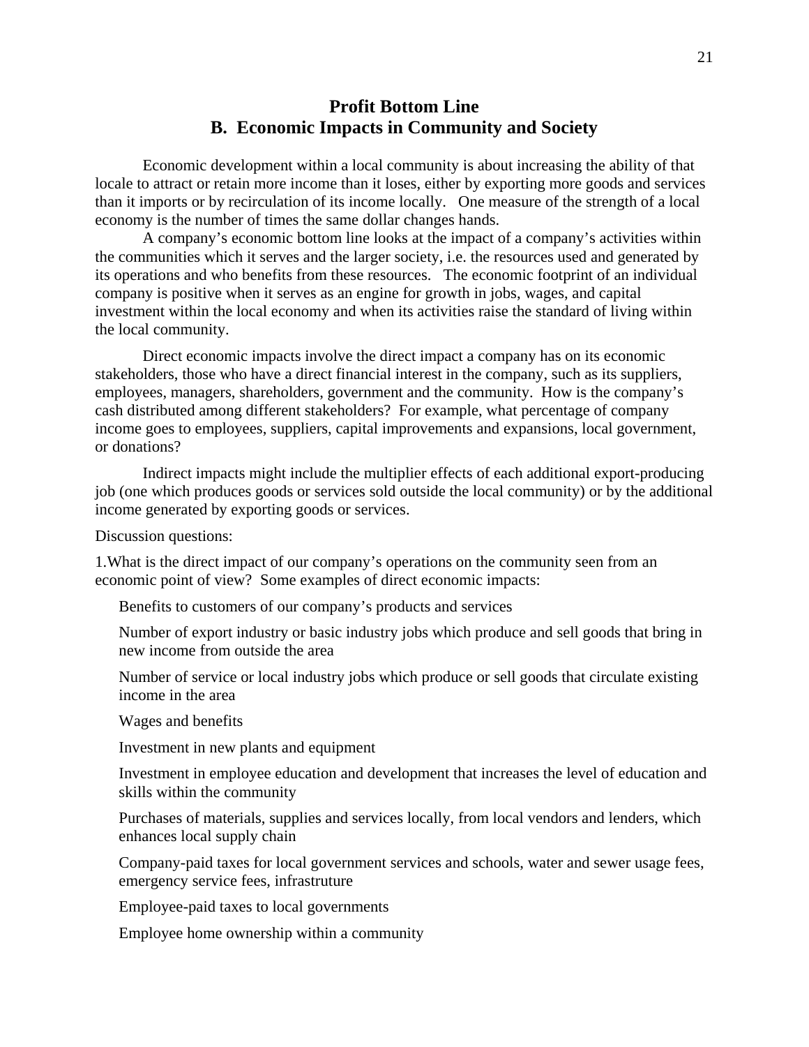## Profit Bottom Line
## B. Economic Impacts in Community and Society

Economic development within a local community is about increasing the ability of that locale to attract or retain more income than it loses, either by exporting more goods and services than it imports or by recirculation of its income locally. One measure of the strength of a local economy is the number of times the same dollar changes hands.

A company's economic bottom line looks at the impact of a company's activities within the communities which it serves and the larger society, i.e. the resources used and generated by its operations and who benefits from these resources. The economic footprint of an individual company is positive when it serves as an engine for growth in jobs, wages, and capital investment within the local economy and when its activities raise the standard of living within the local community.

Direct economic impacts involve the direct impact a company has on its economic stakeholders, those who have a direct financial interest in the company, such as its suppliers, employees, managers, shareholders, government and the community. How is the company's cash distributed among different stakeholders? For example, what percentage of company income goes to employees, suppliers, capital improvements and expansions, local government, or donations?

Indirect impacts might include the multiplier effects of each additional export-producing job (one which produces goods or services sold outside the local community) or by the additional income generated by exporting goods or services.

Discussion questions:

1.What is the direct impact of our company's operations on the community seen from an economic point of view? Some examples of direct economic impacts:

- Benefits to customers of our company's products and services
- Number of export industry or basic industry jobs which produce and sell goods that bring in new income from outside the area
- Number of service or local industry jobs which produce or sell goods that circulate existing income in the area
- Wages and benefits
- Investment in new plants and equipment
- Investment in employee education and development that increases the level of education and skills within the community
- Purchases of materials, supplies and services locally, from local vendors and lenders, which enhances local supply chain
- Company-paid taxes for local government services and schools, water and sewer usage fees, emergency service fees, infrastruture
- Employee-paid taxes to local governments
- Employee home ownership within a community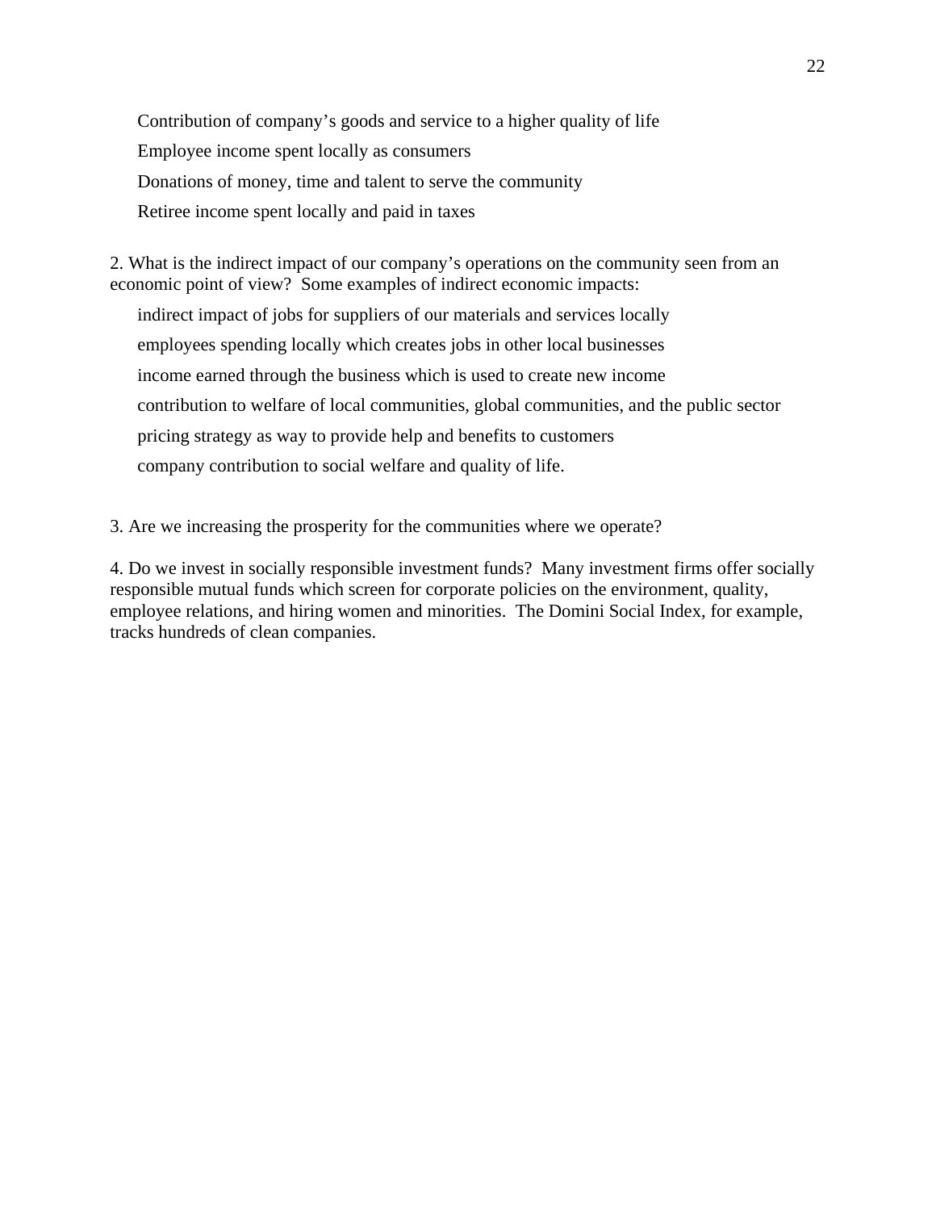Contribution of company’s goods and service to a higher quality of life

Employee income spent locally as consumers

Donations of money, time and talent to serve the community

Retiree income spent locally and paid in taxes

2. What is the indirect impact of our company’s operations on the community seen from an economic point of view? Some examples of indirect economic impacts:

indirect impact of jobs for suppliers of our materials and services locally

employees spending locally which creates jobs in other local businesses

income earned through the business which is used to create new income

contribution to welfare of local communities, global communities, and the public sector

pricing strategy as way to provide help and benefits to customers

company contribution to social welfare and quality of life.

3. Are we increasing the prosperity for the communities where we operate?

4. Do we invest in socially responsible investment funds? Many investment firms offer socially responsible mutual funds which screen for corporate policies on the environment, quality, employee relations, and hiring women and minorities. The Domini Social Index, for example, tracks hundreds of clean companies.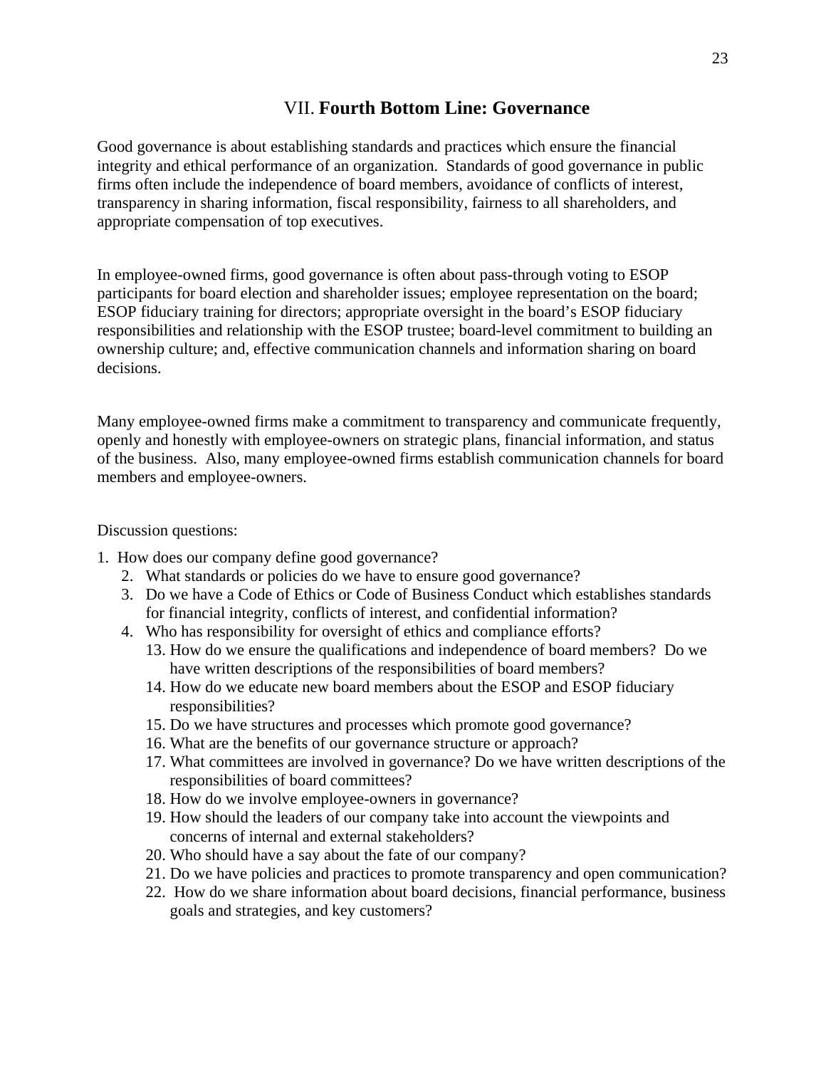## VII. **Fourth Bottom Line: Governance**

Good governance is about establishing standards and practices which ensure the financial integrity and ethical performance of an organization. Standards of good governance in public firms often include the independence of board members, avoidance of conflicts of interest, transparency in sharing information, fiscal responsibility, fairness to all shareholders, and appropriate compensation of top executives.

In employee-owned firms, good governance is often about pass-through voting to ESOP participants for board election and shareholder issues; employee representation on the board; ESOP fiduciary training for directors; appropriate oversight in the board's ESOP fiduciary responsibilities and relationship with the ESOP trustee; board-level commitment to building an ownership culture; and, effective communication channels and information sharing on board decisions.

Many employee-owned firms make a commitment to transparency and communicate frequently, openly and honestly with employee-owners on strategic plans, financial information, and status of the business. Also, many employee-owned firms establish communication channels for board members and employee-owners.

Discussion questions:

1. How does our company define good governance?
2. What standards or policies do we have to ensure good governance?
3. Do we have a Code of Ethics or Code of Business Conduct which establishes standards for financial integrity, conflicts of interest, and confidential information?
4. Who has responsibility for oversight of ethics and compliance efforts?
13. How do we ensure the qualifications and independence of board members? Do we have written descriptions of the responsibilities of board members?
14. How do we educate new board members about the ESOP and ESOP fiduciary responsibilities?
15. Do we have structures and processes which promote good governance?
16. What are the benefits of our governance structure or approach?
17. What committees are involved in governance? Do we have written descriptions of the responsibilities of board committees?
18. How do we involve employee-owners in governance?
19. How should the leaders of our company take into account the viewpoints and concerns of internal and external stakeholders?
20. Who should have a say about the fate of our company?
21. Do we have policies and practices to promote transparency and open communication?
22. How do we share information about board decisions, financial performance, business goals and strategies, and key customers?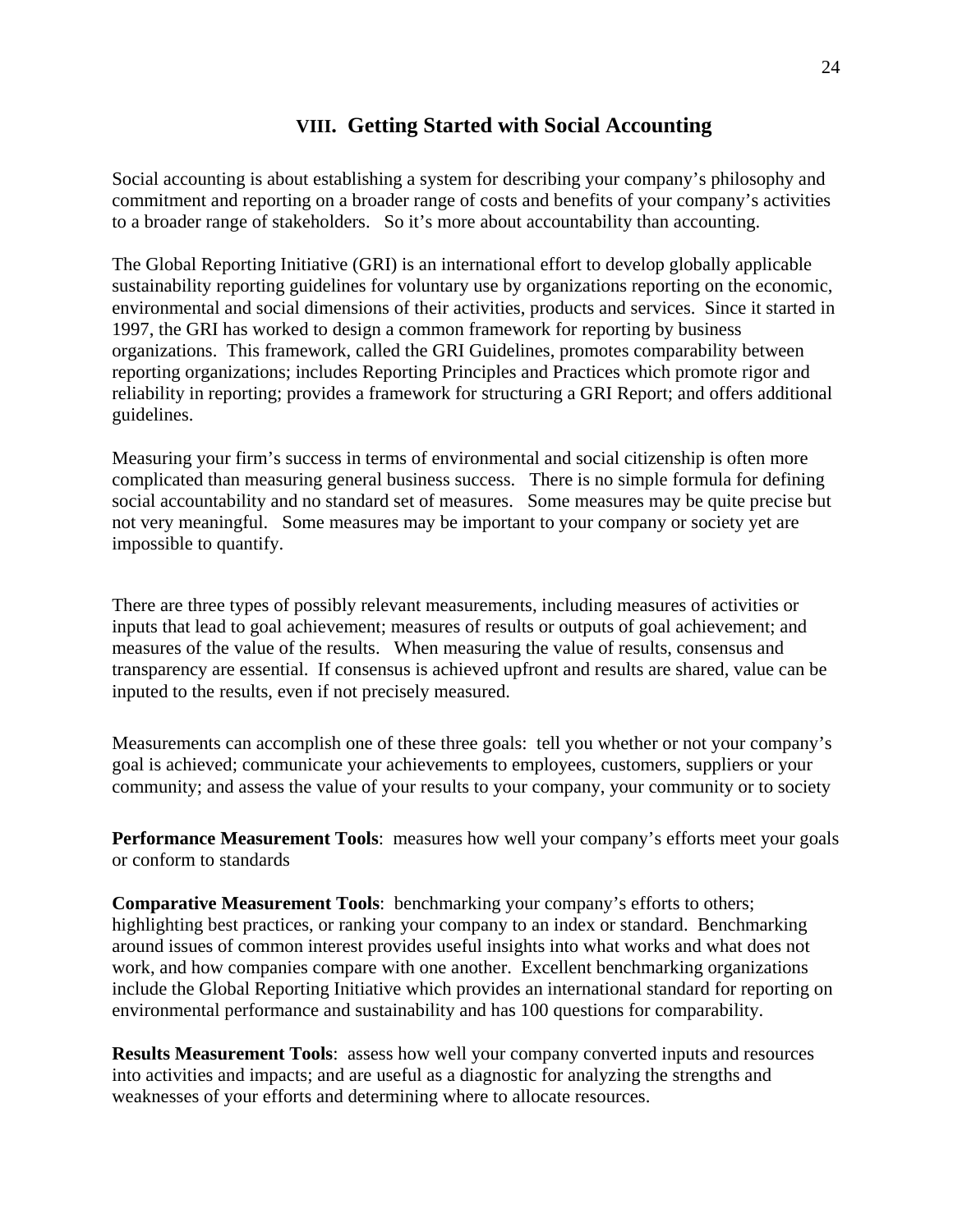## VIII. Getting Started with Social Accounting

Social accounting is about establishing a system for describing your company's philosophy and commitment and reporting on a broader range of costs and benefits of your company's activities to a broader range of stakeholders. So it's more about accountability than accounting.

The Global Reporting Initiative (GRI) is an international effort to develop globally applicable sustainability reporting guidelines for voluntary use by organizations reporting on the economic, environmental and social dimensions of their activities, products and services. Since it started in 1997, the GRI has worked to design a common framework for reporting by business organizations. This framework, called the GRI Guidelines, promotes comparability between reporting organizations; includes Reporting Principles and Practices which promote rigor and reliability in reporting; provides a framework for structuring a GRI Report; and offers additional guidelines.

Measuring your firm's success in terms of environmental and social citizenship is often more complicated than measuring general business success. There is no simple formula for defining social accountability and no standard set of measures. Some measures may be quite precise but not very meaningful. Some measures may be important to your company or society yet are impossible to quantify.

There are three types of possibly relevant measurements, including measures of activities or inputs that lead to goal achievement; measures of results or outputs of goal achievement; and measures of the value of the results. When measuring the value of results, consensus and transparency are essential. If consensus is achieved upfront and results are shared, value can be inputed to the results, even if not precisely measured.

Measurements can accomplish one of these three goals: tell you whether or not your company's goal is achieved; communicate your achievements to employees, customers, suppliers or your community; and assess the value of your results to your company, your community or to society

**Performance Measurement Tools**: measures how well your company's efforts meet your goals or conform to standards

**Comparative Measurement Tools**: benchmarking your company's efforts to others; highlighting best practices, or ranking your company to an index or standard. Benchmarking around issues of common interest provides useful insights into what works and what does not work, and how companies compare with one another. Excellent benchmarking organizations include the Global Reporting Initiative which provides an international standard for reporting on environmental performance and sustainability and has 100 questions for comparability.

**Results Measurement Tools**: assess how well your company converted inputs and resources into activities and impacts; and are useful as a diagnostic for analyzing the strengths and weaknesses of your efforts and determining where to allocate resources.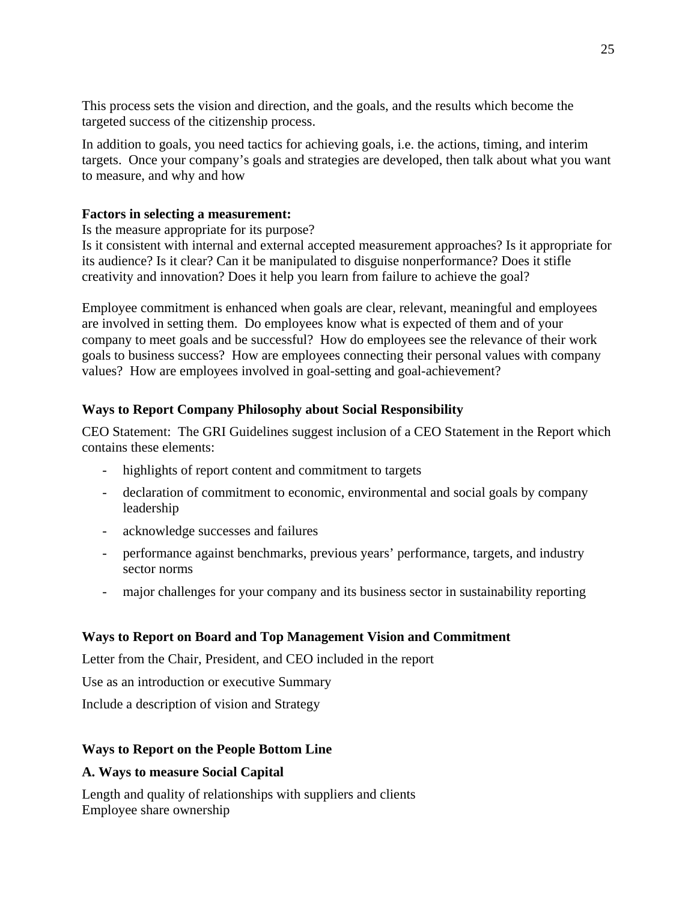This process sets the vision and direction, and the goals, and the results which become the targeted success of the citizenship process.

In addition to goals, you need tactics for achieving goals, i.e. the actions, timing, and interim targets. Once your company's goals and strategies are developed, then talk about what you want to measure, and why and how

**Factors in selecting a measurement:**
Is the measure appropriate for its purpose?
Is it consistent with internal and external accepted measurement approaches? Is it appropriate for its audience? Is it clear? Can it be manipulated to disguise nonperformance? Does it stifle creativity and innovation? Does it help you learn from failure to achieve the goal?

Employee commitment is enhanced when goals are clear, relevant, meaningful and employees are involved in setting them. Do employees know what is expected of them and of your company to meet goals and be successful? How do employees see the relevance of their work goals to business success? How are employees connecting their personal values with company values? How are employees involved in goal-setting and goal-achievement?

### Ways to Report Company Philosophy about Social Responsibility

CEO Statement: The GRI Guidelines suggest inclusion of a CEO Statement in the Report which contains these elements:

- highlights of report content and commitment to targets
- declaration of commitment to economic, environmental and social goals by company leadership
- acknowledge successes and failures
- performance against benchmarks, previous years' performance, targets, and industry sector norms
- major challenges for your company and its business sector in sustainability reporting

### Ways to Report on Board and Top Management Vision and Commitment

Letter from the Chair, President, and CEO included in the report

Use as an introduction or executive Summary

Include a description of vision and Strategy

### Ways to Report on the People Bottom Line

#### A. Ways to measure Social Capital

Length and quality of relationships with suppliers and clients
Employee share ownership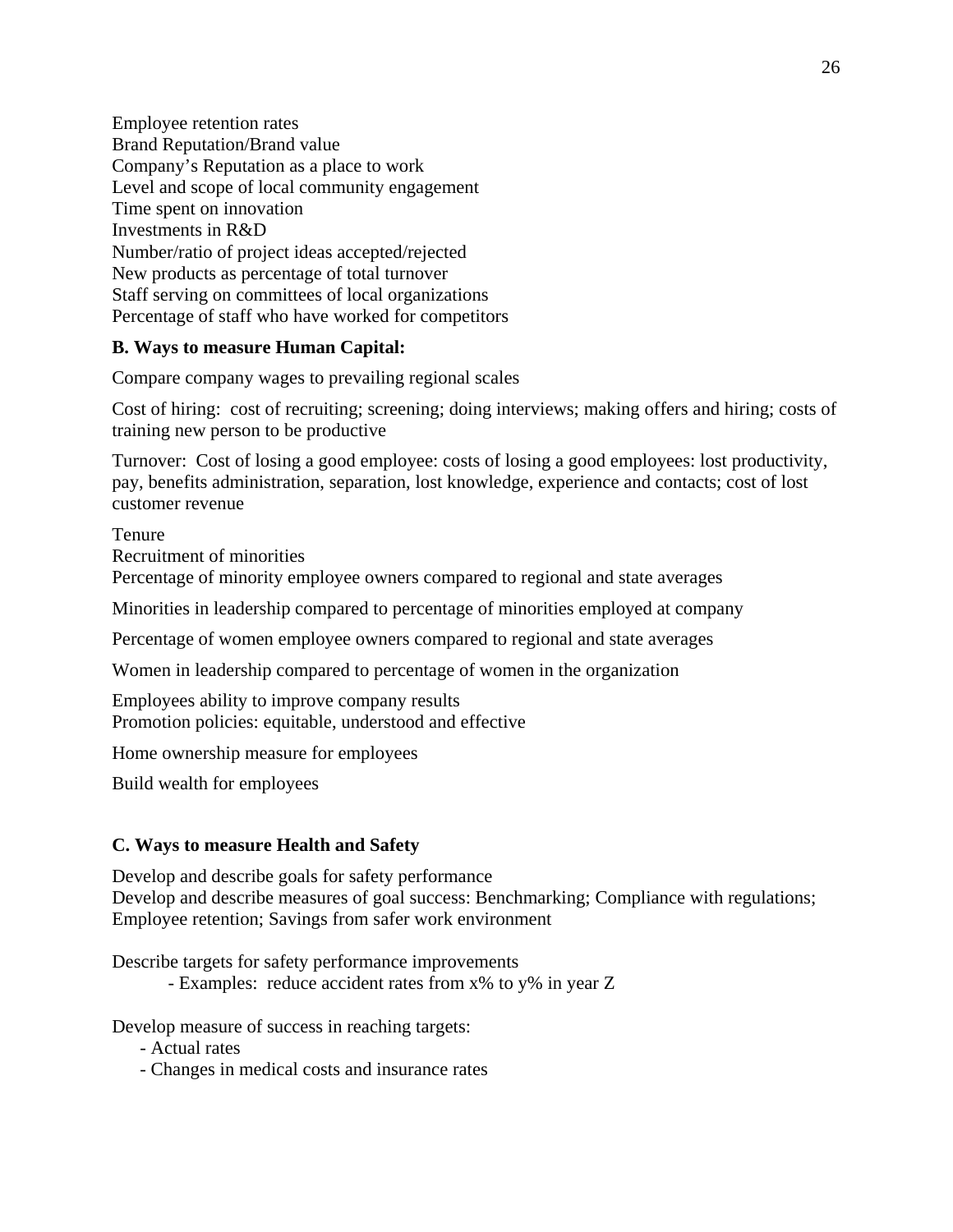Employee retention rates  
Brand Reputation/Brand value  
Company's Reputation as a place to work  
Level and scope of local community engagement  
Time spent on innovation  
Investments in R&D  
Number/ratio of project ideas accepted/rejected  
New products as percentage of total turnover  
Staff serving on committees of local organizations  
Percentage of staff who have worked for competitors

**B. Ways to measure Human Capital:**

Compare company wages to prevailing regional scales

Cost of hiring: cost of recruiting; screening; doing interviews; making offers and hiring; costs of training new person to be productive

Turnover: Cost of losing a good employee: costs of losing a good employees: lost productivity, pay, benefits administration, separation, lost knowledge, experience and contacts; cost of lost customer revenue

Tenure  
Recruitment of minorities  
Percentage of minority employee owners compared to regional and state averages

Minorities in leadership compared to percentage of minorities employed at company

Percentage of women employee owners compared to regional and state averages

Women in leadership compared to percentage of women in the organization

Employees ability to improve company results  
Promotion policies: equitable, understood and effective

Home ownership measure for employees

Build wealth for employees

**C. Ways to measure Health and Safety**

Develop and describe goals for safety performance  
Develop and describe measures of goal success: Benchmarking; Compliance with regulations; Employee retention; Savings from safer work environment

Describe targets for safety performance improvements
- Examples: reduce accident rates from x% to y% in year Z

Develop measure of success in reaching targets:
- Actual rates
- Changes in medical costs and insurance rates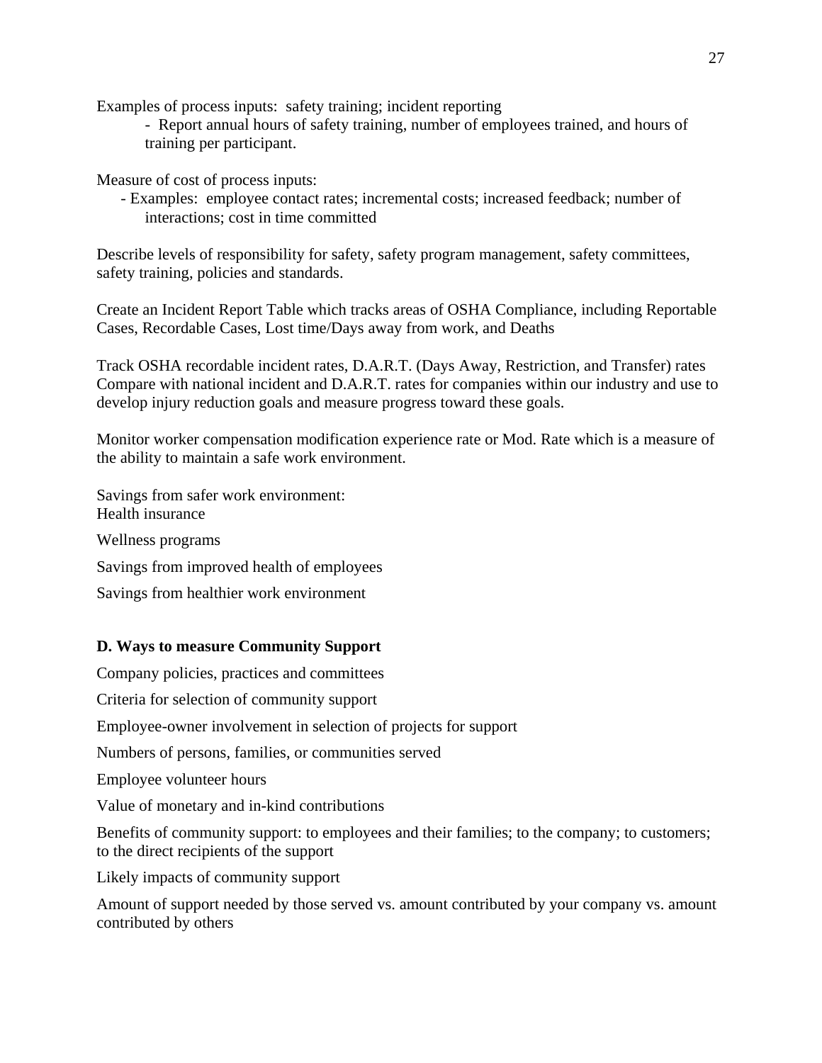Examples of process inputs: safety training; incident reporting

- Report annual hours of safety training, number of employees trained, and hours of training per participant.

Measure of cost of process inputs:

- Examples: employee contact rates; incremental costs; increased feedback; number of interactions; cost in time committed

Describe levels of responsibility for safety, safety program management, safety committees, safety training, policies and standards.

Create an Incident Report Table which tracks areas of OSHA Compliance, including Reportable Cases, Recordable Cases, Lost time/Days away from work, and Deaths

Track OSHA recordable incident rates, D.A.R.T. (Days Away, Restriction, and Transfer) rates Compare with national incident and D.A.R.T. rates for companies within our industry and use to develop injury reduction goals and measure progress toward these goals.

Monitor worker compensation modification experience rate or Mod. Rate which is a measure of the ability to maintain a safe work environment.

Savings from safer work environment:
Health insurance

Wellness programs

Savings from improved health of employees

Savings from healthier work environment

**D. Ways to measure Community Support**

Company policies, practices and committees

Criteria for selection of community support

Employee-owner involvement in selection of projects for support

Numbers of persons, families, or communities served

Employee volunteer hours

Value of monetary and in-kind contributions

Benefits of community support: to employees and their families; to the company; to customers; to the direct recipients of the support

Likely impacts of community support

Amount of support needed by those served vs. amount contributed by your company vs. amount contributed by others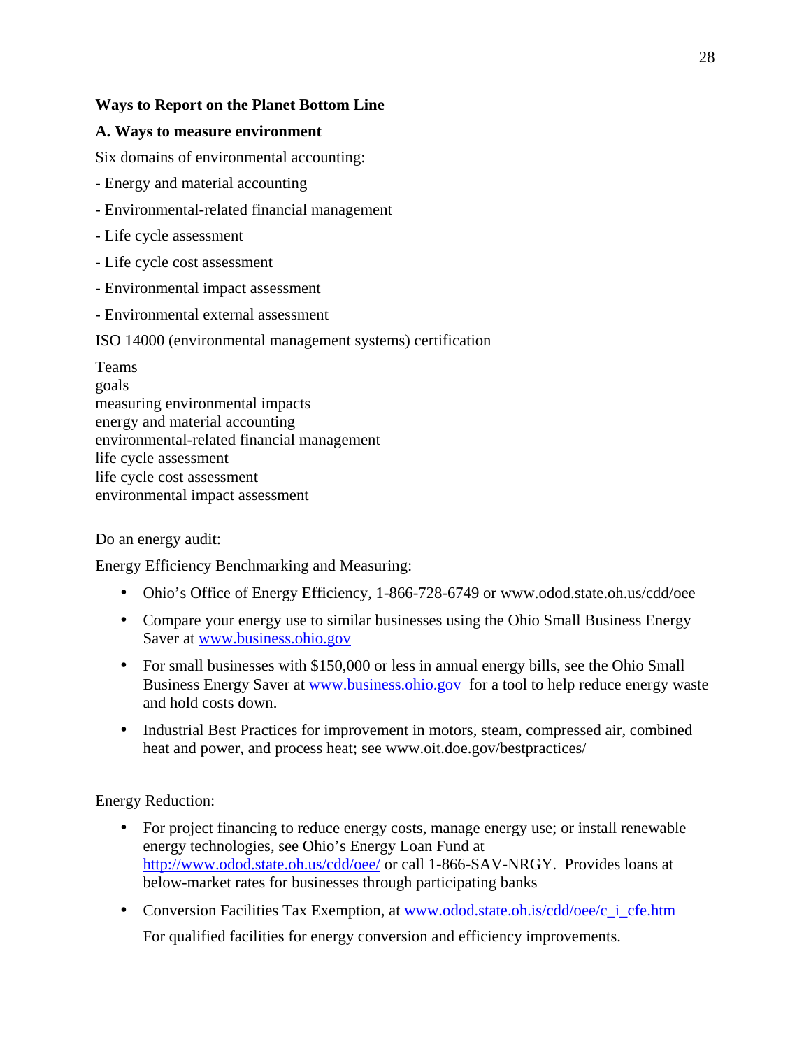**Ways to Report on the Planet Bottom Line**

**A. Ways to measure environment**

Six domains of environmental accounting:

- Energy and material accounting

- Environmental-related financial management

- Life cycle assessment

- Life cycle cost assessment

- Environmental impact assessment

- Environmental external assessment

ISO 14000 (environmental management systems) certification

Teams
goals
measuring environmental impacts
energy and material accounting
environmental-related financial management
life cycle assessment
life cycle cost assessment
environmental impact assessment

Do an energy audit:

Energy Efficiency Benchmarking and Measuring:

- Ohio's Office of Energy Efficiency, 1-866-728-6749 or www.odod.state.oh.us/cdd/oee
- Compare your energy use to similar businesses using the Ohio Small Business Energy Saver at www.business.ohio.gov
- For small businesses with $150,000 or less in annual energy bills, see the Ohio Small Business Energy Saver at www.business.ohio.gov for a tool to help reduce energy waste and hold costs down.
- Industrial Best Practices for improvement in motors, steam, compressed air, combined heat and power, and process heat; see www.oit.doe.gov/bestpractices/

Energy Reduction:

- For project financing to reduce energy costs, manage energy use; or install renewable energy technologies, see Ohio's Energy Loan Fund at http://www.odod.state.oh.us/cdd/oee/ or call 1-866-SAV-NRGY. Provides loans at below-market rates for businesses through participating banks
- Conversion Facilities Tax Exemption, at www.odod.state.oh.is/cdd/oee/c_i_cfe.htm

  For qualified facilities for energy conversion and efficiency improvements.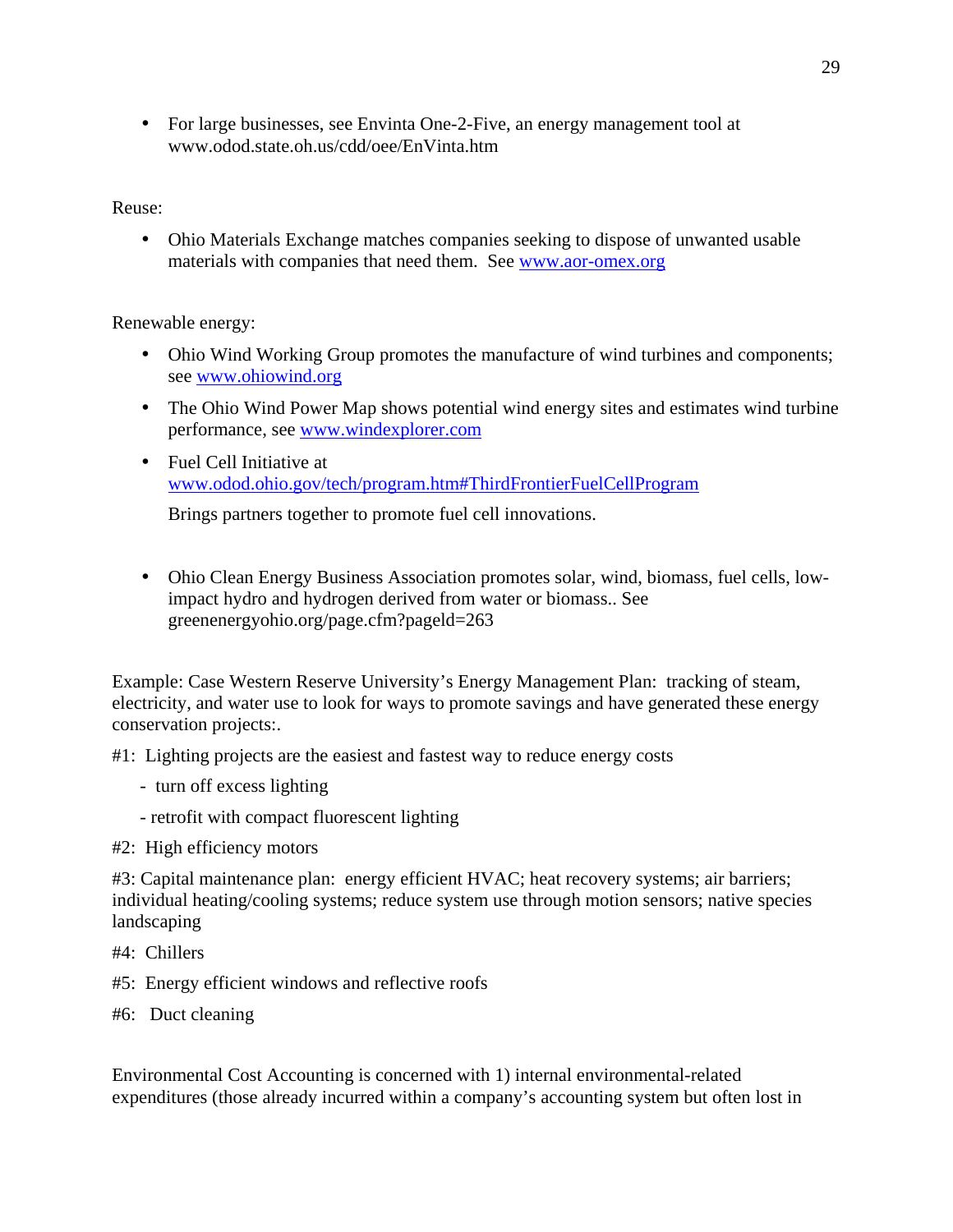- For large businesses, see Envinta One-2-Five, an energy management tool at www.odod.state.oh.us/cdd/oee/EnVinta.htm

Reuse:

- Ohio Materials Exchange matches companies seeking to dispose of unwanted usable materials with companies that need them. See www.aor-omex.org

Renewable energy:

- Ohio Wind Working Group promotes the manufacture of wind turbines and components; see www.ohiowind.org
- The Ohio Wind Power Map shows potential wind energy sites and estimates wind turbine performance, see www.windexplorer.com
- Fuel Cell Initiative at www.odod.ohio.gov/tech/program.htm#ThirdFrontierFuelCellProgram

  Brings partners together to promote fuel cell innovations.

- Ohio Clean Energy Business Association promotes solar, wind, biomass, fuel cells, low-impact hydro and hydrogen derived from water or biomass.. See greenenergyohio.org/page.cfm?pageld=263

Example: Case Western Reserve University's Energy Management Plan: tracking of steam, electricity, and water use to look for ways to promote savings and have generated these energy conservation projects:.

#1: Lighting projects are the easiest and fastest way to reduce energy costs

- turn off excess lighting
- retrofit with compact fluorescent lighting

#2: High efficiency motors

#3: Capital maintenance plan: energy efficient HVAC; heat recovery systems; air barriers; individual heating/cooling systems; reduce system use through motion sensors; native species landscaping

#4: Chillers

#5: Energy efficient windows and reflective roofs

#6: Duct cleaning

Environmental Cost Accounting is concerned with 1) internal environmental-related expenditures (those already incurred within a company's accounting system but often lost in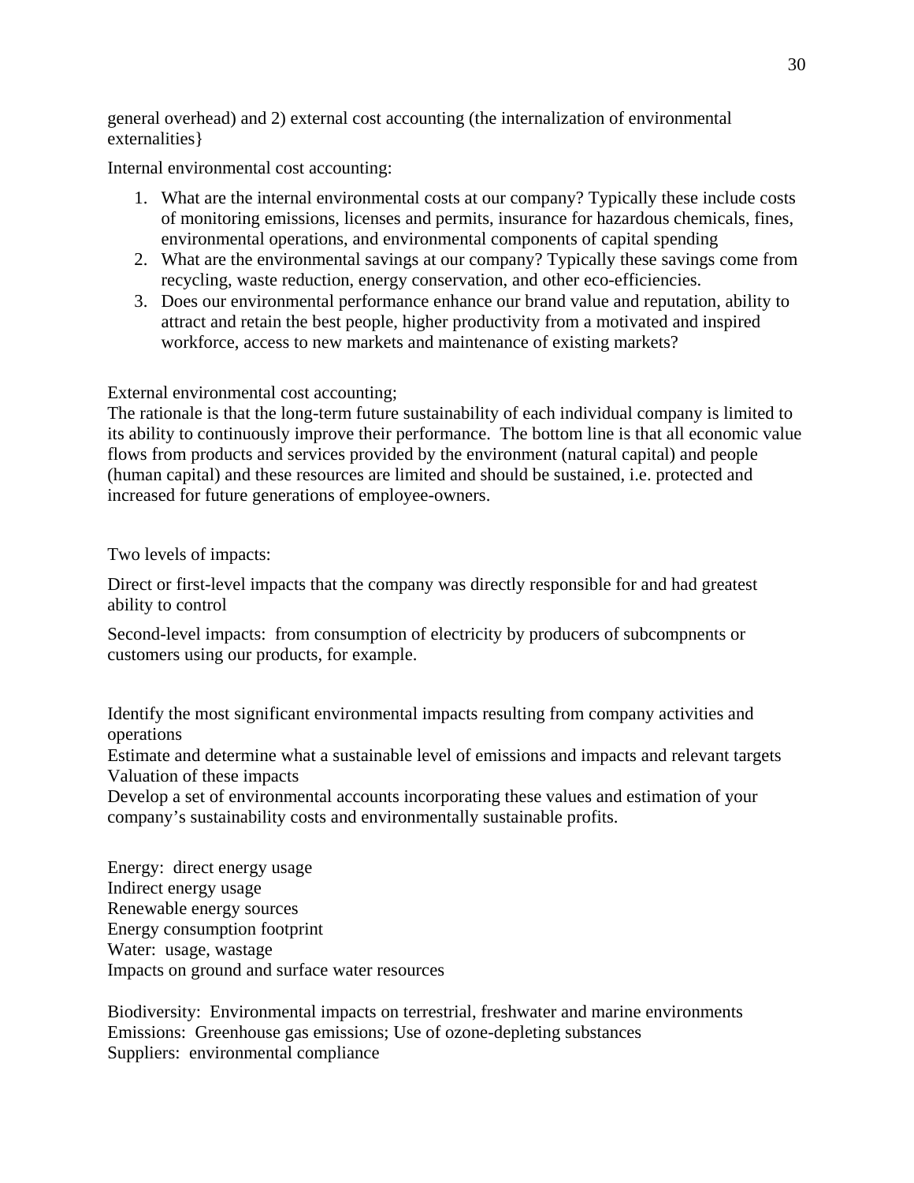general overhead) and 2) external cost accounting (the internalization of environmental externalities}

Internal environmental cost accounting:

1. What are the internal environmental costs at our company? Typically these include costs of monitoring emissions, licenses and permits, insurance for hazardous chemicals, fines, environmental operations, and environmental components of capital spending
2. What are the environmental savings at our company? Typically these savings come from recycling, waste reduction, energy conservation, and other eco-efficiencies.
3. Does our environmental performance enhance our brand value and reputation, ability to attract and retain the best people, higher productivity from a motivated and inspired workforce, access to new markets and maintenance of existing markets?

External environmental cost accounting;
The rationale is that the long-term future sustainability of each individual company is limited to its ability to continuously improve their performance. The bottom line is that all economic value flows from products and services provided by the environment (natural capital) and people (human capital) and these resources are limited and should be sustained, i.e. protected and increased for future generations of employee-owners.

Two levels of impacts:

Direct or first-level impacts that the company was directly responsible for and had greatest ability to control

Second-level impacts: from consumption of electricity by producers of subcompnents or customers using our products, for example.

Identify the most significant environmental impacts resulting from company activities and operations
Estimate and determine what a sustainable level of emissions and impacts and relevant targets
Valuation of these impacts
Develop a set of environmental accounts incorporating these values and estimation of your company's sustainability costs and environmentally sustainable profits.

Energy: direct energy usage
Indirect energy usage
Renewable energy sources
Energy consumption footprint
Water: usage, wastage
Impacts on ground and surface water resources

Biodiversity: Environmental impacts on terrestrial, freshwater and marine environments
Emissions: Greenhouse gas emissions; Use of ozone-depleting substances
Suppliers: environmental compliance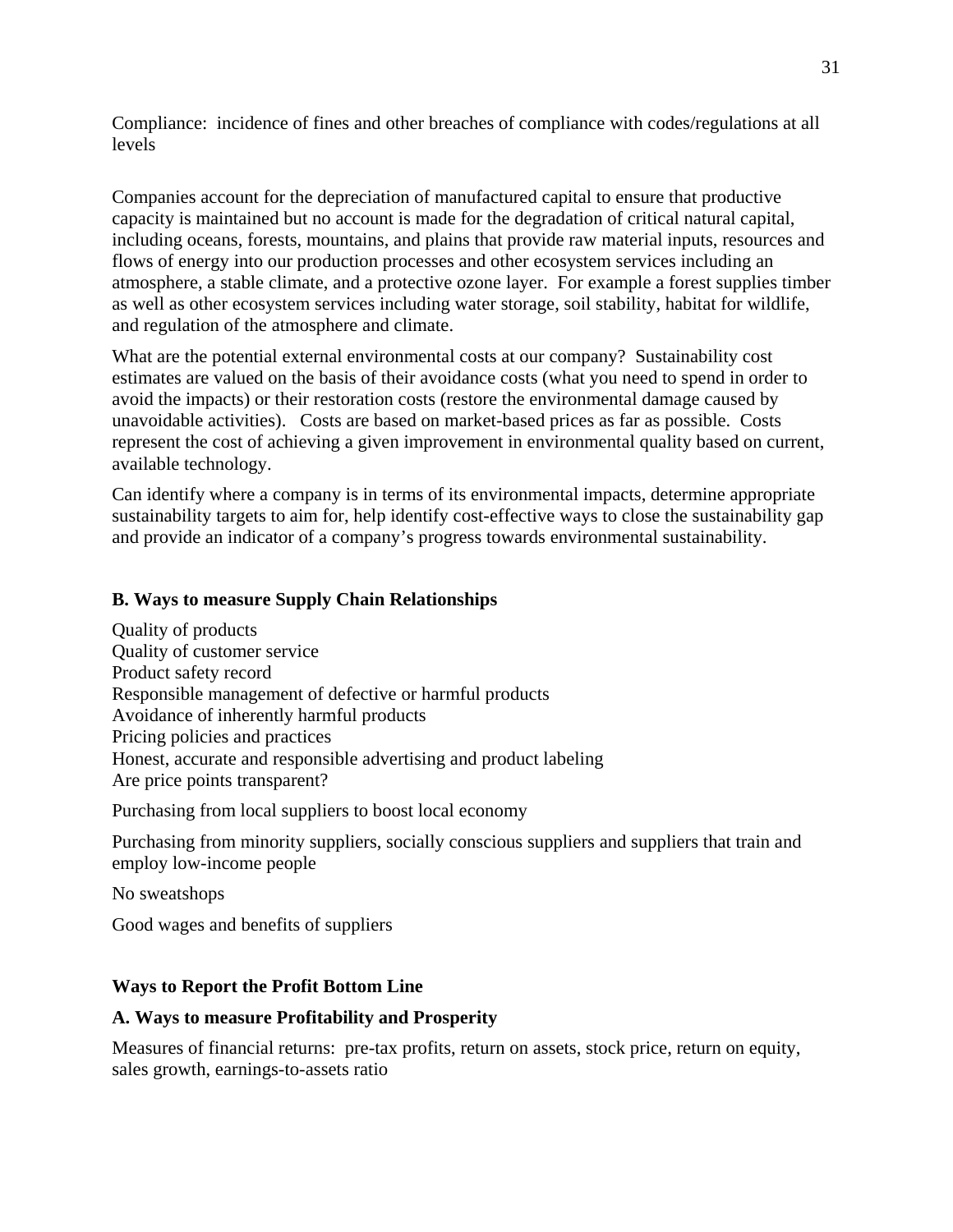Compliance: incidence of fines and other breaches of compliance with codes/regulations at all levels

Companies account for the depreciation of manufactured capital to ensure that productive capacity is maintained but no account is made for the degradation of critical natural capital, including oceans, forests, mountains, and plains that provide raw material inputs, resources and flows of energy into our production processes and other ecosystem services including an atmosphere, a stable climate, and a protective ozone layer. For example a forest supplies timber as well as other ecosystem services including water storage, soil stability, habitat for wildlife, and regulation of the atmosphere and climate.

What are the potential external environmental costs at our company? Sustainability cost estimates are valued on the basis of their avoidance costs (what you need to spend in order to avoid the impacts) or their restoration costs (restore the environmental damage caused by unavoidable activities). Costs are based on market-based prices as far as possible. Costs represent the cost of achieving a given improvement in environmental quality based on current, available technology.

Can identify where a company is in terms of its environmental impacts, determine appropriate sustainability targets to aim for, help identify cost-effective ways to close the sustainability gap and provide an indicator of a company's progress towards environmental sustainability.

**B. Ways to measure Supply Chain Relationships**

Quality of products
Quality of customer service
Product safety record
Responsible management of defective or harmful products
Avoidance of inherently harmful products
Pricing policies and practices
Honest, accurate and responsible advertising and product labeling
Are price points transparent?

Purchasing from local suppliers to boost local economy

Purchasing from minority suppliers, socially conscious suppliers and suppliers that train and employ low-income people

No sweatshops

Good wages and benefits of suppliers

**Ways to Report the Profit Bottom Line**

**A. Ways to measure Profitability and Prosperity**

Measures of financial returns: pre-tax profits, return on assets, stock price, return on equity, sales growth, earnings-to-assets ratio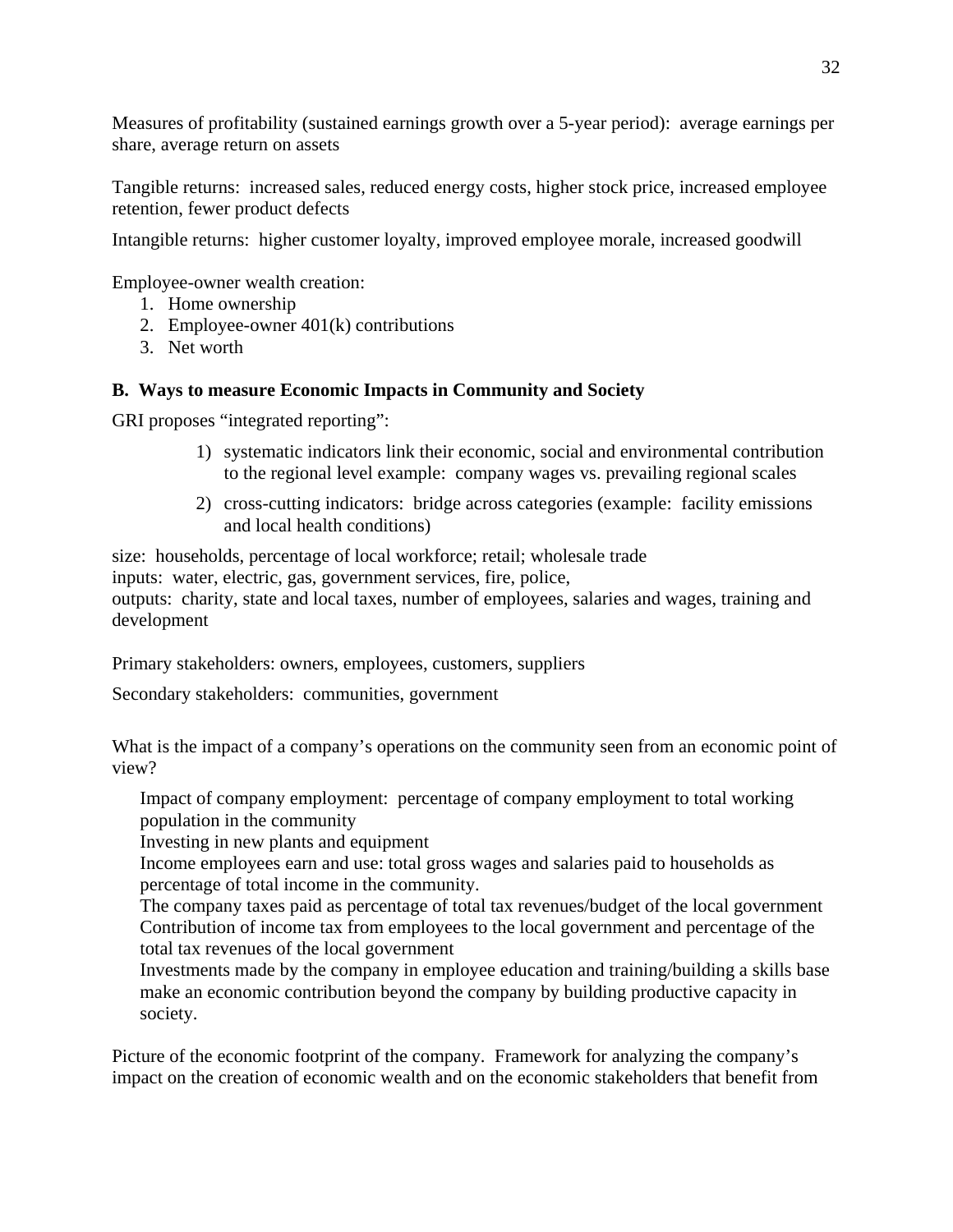Measures of profitability (sustained earnings growth over a 5-year period): average earnings per share, average return on assets

Tangible returns: increased sales, reduced energy costs, higher stock price, increased employee retention, fewer product defects

Intangible returns: higher customer loyalty, improved employee morale, increased goodwill

Employee-owner wealth creation:

1. Home ownership
2. Employee-owner 401(k) contributions
3. Net worth

### B. Ways to measure Economic Impacts in Community and Society

GRI proposes "integrated reporting":

1) systematic indicators link their economic, social and environmental contribution to the regional level example: company wages vs. prevailing regional scales
2) cross-cutting indicators: bridge across categories (example: facility emissions and local health conditions)

size: households, percentage of local workforce; retail; wholesale trade
inputs: water, electric, gas, government services, fire, police,
outputs: charity, state and local taxes, number of employees, salaries and wages, training and development

Primary stakeholders: owners, employees, customers, suppliers

Secondary stakeholders: communities, government

What is the impact of a company's operations on the community seen from an economic point of view?

Impact of company employment: percentage of company employment to total working population in the community
Investing in new plants and equipment
Income employees earn and use: total gross wages and salaries paid to households as percentage of total income in the community.
The company taxes paid as percentage of total tax revenues/budget of the local government
Contribution of income tax from employees to the local government and percentage of the total tax revenues of the local government
Investments made by the company in employee education and training/building a skills base make an economic contribution beyond the company by building productive capacity in society.

Picture of the economic footprint of the company. Framework for analyzing the company's impact on the creation of economic wealth and on the economic stakeholders that benefit from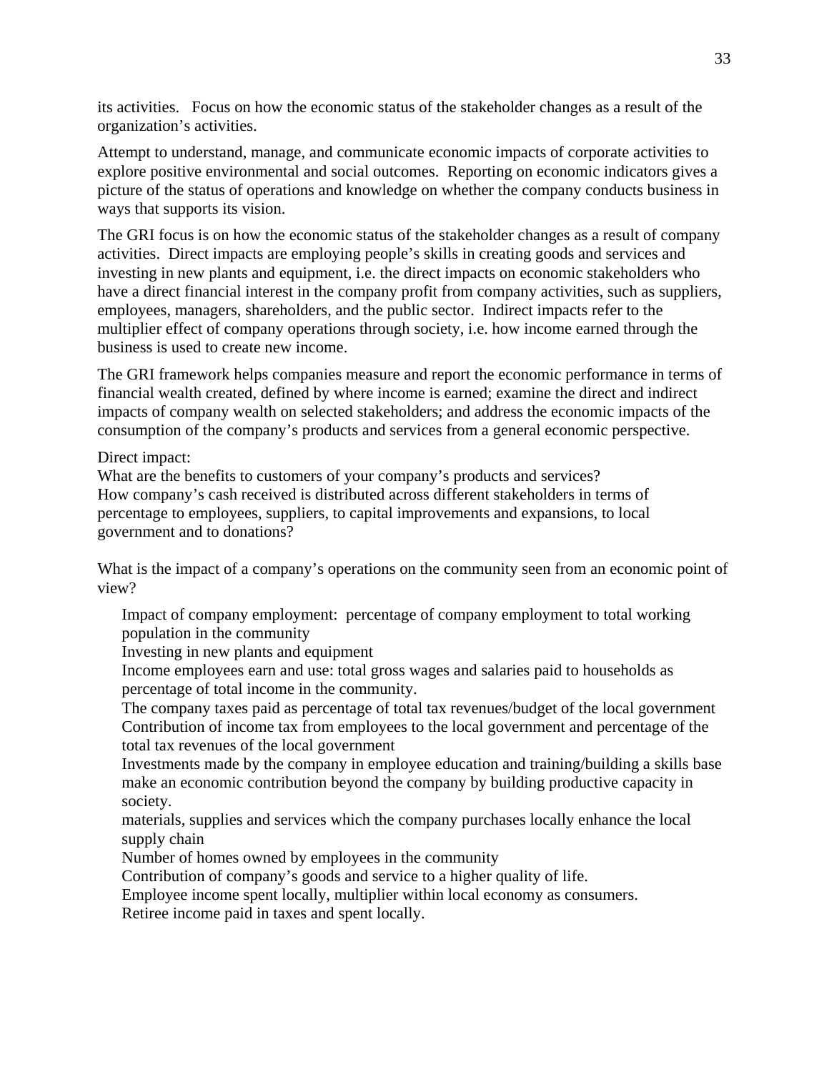its activities. Focus on how the economic status of the stakeholder changes as a result of the organization's activities.

Attempt to understand, manage, and communicate economic impacts of corporate activities to explore positive environmental and social outcomes. Reporting on economic indicators gives a picture of the status of operations and knowledge on whether the company conducts business in ways that supports its vision.

The GRI focus is on how the economic status of the stakeholder changes as a result of company activities. Direct impacts are employing people's skills in creating goods and services and investing in new plants and equipment, i.e. the direct impacts on economic stakeholders who have a direct financial interest in the company profit from company activities, such as suppliers, employees, managers, shareholders, and the public sector. Indirect impacts refer to the multiplier effect of company operations through society, i.e. how income earned through the business is used to create new income.

The GRI framework helps companies measure and report the economic performance in terms of financial wealth created, defined by where income is earned; examine the direct and indirect impacts of company wealth on selected stakeholders; and address the economic impacts of the consumption of the company's products and services from a general economic perspective.

Direct impact:
What are the benefits to customers of your company's products and services?
How company's cash received is distributed across different stakeholders in terms of percentage to employees, suppliers, to capital improvements and expansions, to local government and to donations?

What is the impact of a company's operations on the community seen from an economic point of view?

- Impact of company employment: percentage of company employment to total working population in the community
- Investing in new plants and equipment
- Income employees earn and use: total gross wages and salaries paid to households as percentage of total income in the community.
- The company taxes paid as percentage of total tax revenues/budget of the local government
- Contribution of income tax from employees to the local government and percentage of the total tax revenues of the local government
- Investments made by the company in employee education and training/building a skills base make an economic contribution beyond the company by building productive capacity in society.
- materials, supplies and services which the company purchases locally enhance the local supply chain
- Number of homes owned by employees in the community
- Contribution of company's goods and service to a higher quality of life.
- Employee income spent locally, multiplier within local economy as consumers.
- Retiree income paid in taxes and spent locally.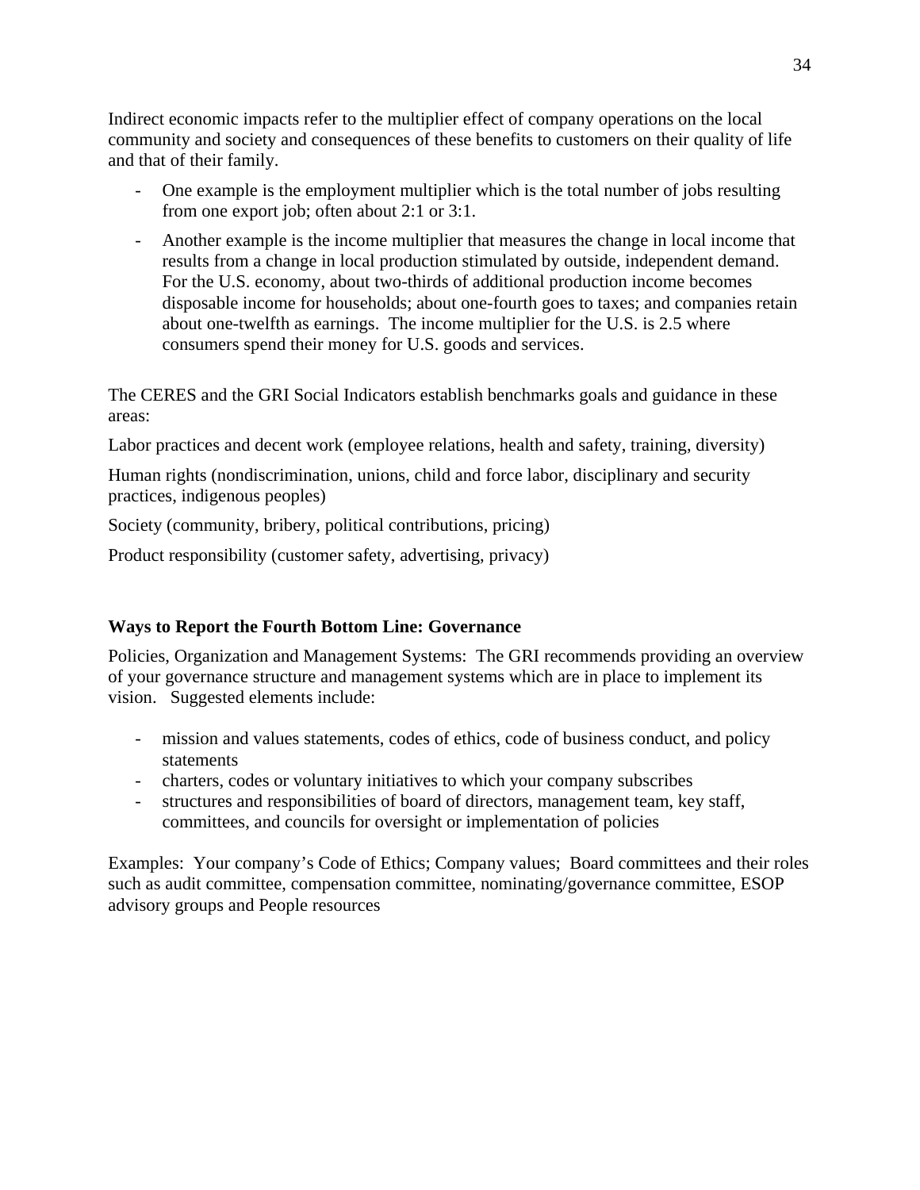Indirect economic impacts refer to the multiplier effect of company operations on the local community and society and consequences of these benefits to customers on their quality of life and that of their family.

- One example is the employment multiplier which is the total number of jobs resulting from one export job; often about 2:1 or 3:1.
- Another example is the income multiplier that measures the change in local income that results from a change in local production stimulated by outside, independent demand. For the U.S. economy, about two-thirds of additional production income becomes disposable income for households; about one-fourth goes to taxes; and companies retain about one-twelfth as earnings. The income multiplier for the U.S. is 2.5 where consumers spend their money for U.S. goods and services.

The CERES and the GRI Social Indicators establish benchmarks goals and guidance in these areas:

Labor practices and decent work (employee relations, health and safety, training, diversity)

Human rights (nondiscrimination, unions, child and force labor, disciplinary and security practices, indigenous peoples)

Society (community, bribery, political contributions, pricing)

Product responsibility (customer safety, advertising, privacy)

**Ways to Report the Fourth Bottom Line: Governance**

Policies, Organization and Management Systems: The GRI recommends providing an overview of your governance structure and management systems which are in place to implement its vision. Suggested elements include:

- mission and values statements, codes of ethics, code of business conduct, and policy statements
- charters, codes or voluntary initiatives to which your company subscribes
- structures and responsibilities of board of directors, management team, key staff, committees, and councils for oversight or implementation of policies

Examples: Your company's Code of Ethics; Company values; Board committees and their roles such as audit committee, compensation committee, nominating/governance committee, ESOP advisory groups and People resources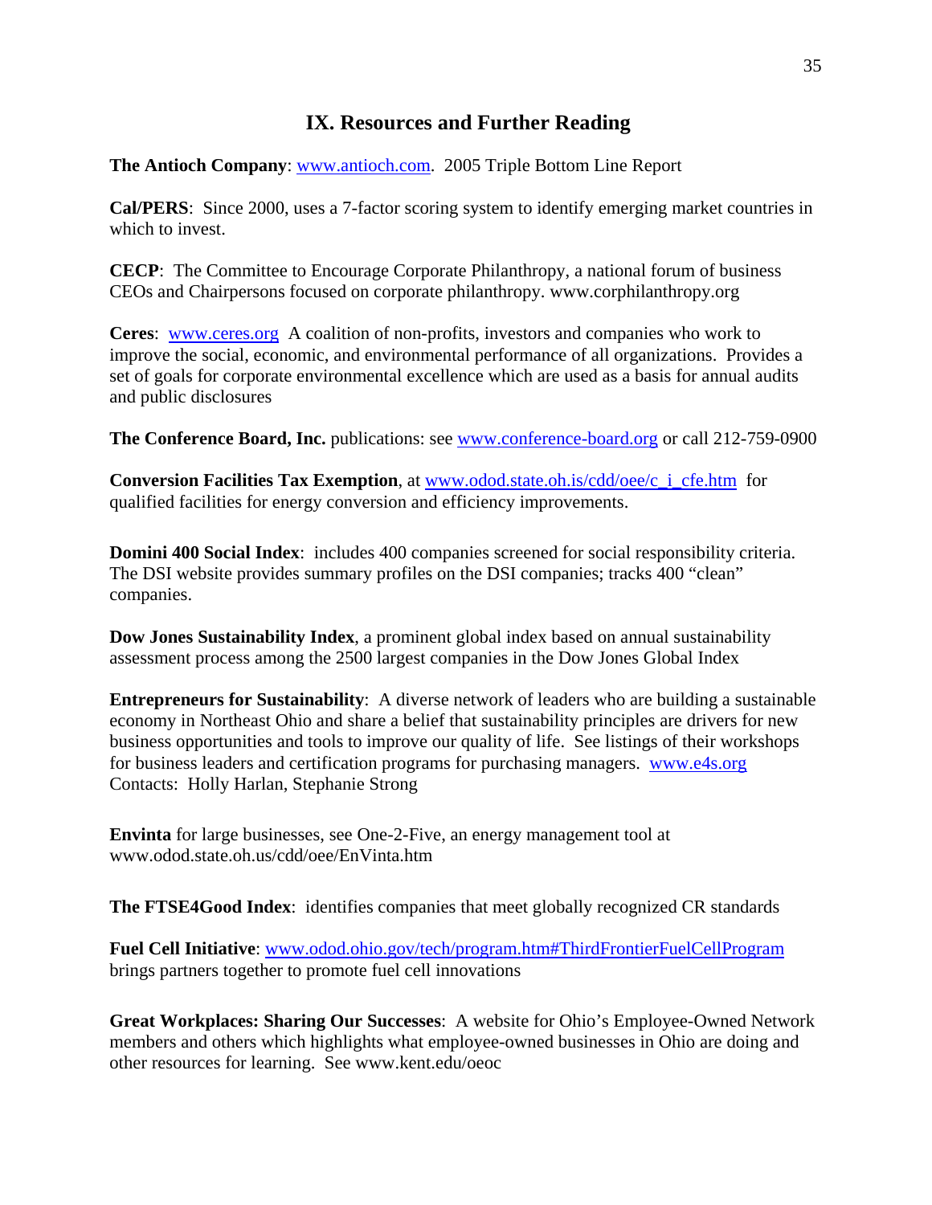## IX. Resources and Further Reading

**The Antioch Company**: www.antioch.com. 2005 Triple Bottom Line Report

**Cal/PERS**: Since 2000, uses a 7-factor scoring system to identify emerging market countries in which to invest.

**CECP**: The Committee to Encourage Corporate Philanthropy, a national forum of business CEOs and Chairpersons focused on corporate philanthropy. www.corphilanthropy.org

**Ceres**: www.ceres.org A coalition of non-profits, investors and companies who work to improve the social, economic, and environmental performance of all organizations. Provides a set of goals for corporate environmental excellence which are used as a basis for annual audits and public disclosures

**The Conference Board, Inc.** publications: see www.conference-board.org or call 212-759-0900

**Conversion Facilities Tax Exemption**, at www.odod.state.oh.is/cdd/oee/c_i_cfe.htm for qualified facilities for energy conversion and efficiency improvements.

**Domini 400 Social Index**: includes 400 companies screened for social responsibility criteria. The DSI website provides summary profiles on the DSI companies; tracks 400 "clean" companies.

**Dow Jones Sustainability Index**, a prominent global index based on annual sustainability assessment process among the 2500 largest companies in the Dow Jones Global Index

**Entrepreneurs for Sustainability**: A diverse network of leaders who are building a sustainable economy in Northeast Ohio and share a belief that sustainability principles are drivers for new business opportunities and tools to improve our quality of life. See listings of their workshops for business leaders and certification programs for purchasing managers. www.e4s.org Contacts: Holly Harlan, Stephanie Strong

**Envinta** for large businesses, see One-2-Five, an energy management tool at www.odod.state.oh.us/cdd/oee/EnVinta.htm

**The FTSE4Good Index**: identifies companies that meet globally recognized CR standards

**Fuel Cell Initiative**: www.odod.ohio.gov/tech/program.htm#ThirdFrontierFuelCellProgram brings partners together to promote fuel cell innovations

**Great Workplaces: Sharing Our Successes**: A website for Ohio's Employee-Owned Network members and others which highlights what employee-owned businesses in Ohio are doing and other resources for learning. See www.kent.edu/oeoc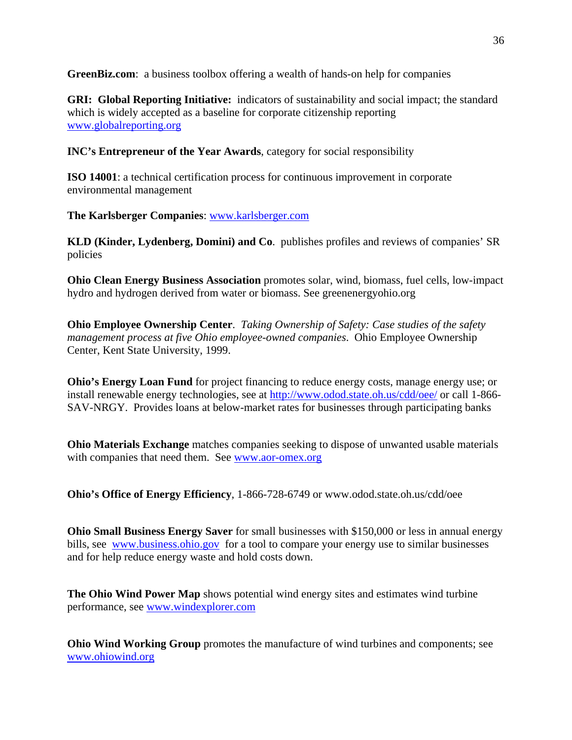**GreenBiz.com**: a business toolbox offering a wealth of hands-on help for companies

**GRI: Global Reporting Initiative:** indicators of sustainability and social impact; the standard which is widely accepted as a baseline for corporate citizenship reporting www.globalreporting.org

**INC's Entrepreneur of the Year Awards**, category for social responsibility

**ISO 14001**: a technical certification process for continuous improvement in corporate environmental management

**The Karlsberger Companies**: www.karlsberger.com

**KLD (Kinder, Lydenberg, Domini) and Co**. publishes profiles and reviews of companies' SR policies

**Ohio Clean Energy Business Association** promotes solar, wind, biomass, fuel cells, low-impact hydro and hydrogen derived from water or biomass. See greenenergyohio.org

**Ohio Employee Ownership Center**. *Taking Ownership of Safety: Case studies of the safety management process at five Ohio employee-owned companies*. Ohio Employee Ownership Center, Kent State University, 1999.

**Ohio's Energy Loan Fund** for project financing to reduce energy costs, manage energy use; or install renewable energy technologies, see at http://www.odod.state.oh.us/cdd/oee/ or call 1-866-SAV-NRGY. Provides loans at below-market rates for businesses through participating banks

**Ohio Materials Exchange** matches companies seeking to dispose of unwanted usable materials with companies that need them. See www.aor-omex.org

**Ohio's Office of Energy Efficiency**, 1-866-728-6749 or www.odod.state.oh.us/cdd/oee

**Ohio Small Business Energy Saver** for small businesses with $150,000 or less in annual energy bills, see www.business.ohio.gov for a tool to compare your energy use to similar businesses and for help reduce energy waste and hold costs down.

**The Ohio Wind Power Map** shows potential wind energy sites and estimates wind turbine performance, see www.windexplorer.com

**Ohio Wind Working Group** promotes the manufacture of wind turbines and components; see www.ohiowind.org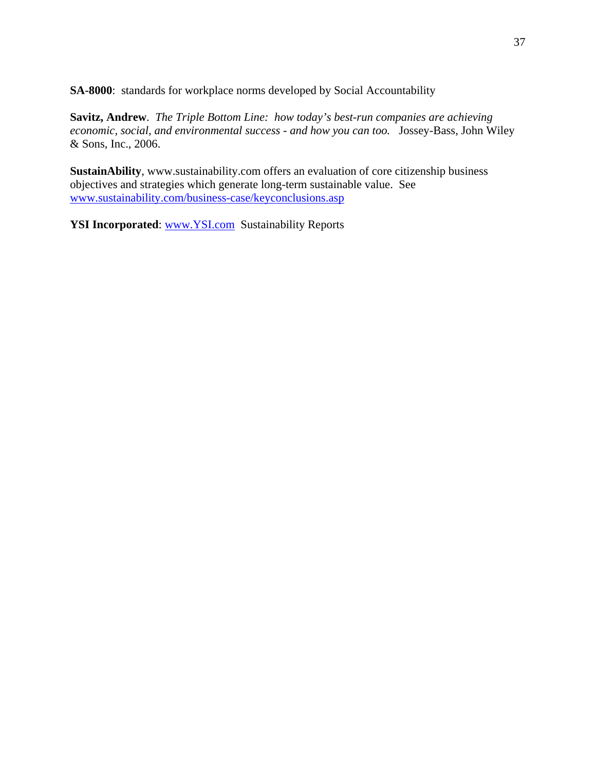**SA-8000**: standards for workplace norms developed by Social Accountability

**Savitz, Andrew**. *The Triple Bottom Line: how today's best-run companies are achieving economic, social, and environmental success - and how you can too.* Jossey-Bass, John Wiley & Sons, Inc., 2006.

**SustainAbility**, www.sustainability.com offers an evaluation of core citizenship business objectives and strategies which generate long-term sustainable value. See www.sustainability.com/business-case/keyconclusions.asp

**YSI Incorporated**: www.YSI.com Sustainability Reports